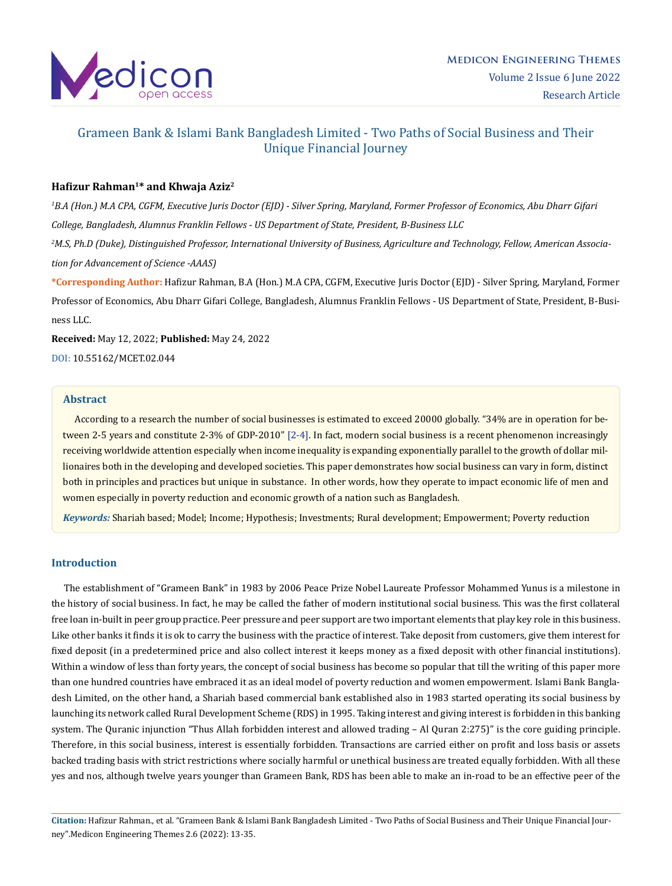# Grameen Bank & Islami Bank Bangladesh Limited - Two Paths of Social Business and Their Unique Financial Journey

**Hafizur Rahman[1]* and Khwaja Aziz[2]**

*[1]B.A (Hon.) M.A CPA, CGFM, Executive Juris Doctor (EJD) - Silver Spring, Maryland, Former Professor of Economics, Abu Dharr Gifari College, Bangladesh, Alumnus Franklin Fellows - US Department of State, President, B-Business LLC*

*[2]M.S, Ph.D (Duke), Distinguished Professor, International University of Business, Agriculture and Technology, Fellow, American Association for Advancement of Science -AAAS)*

**\*Corresponding Author:** Hafizur Rahman, B.A (Hon.) M.A CPA, CGFM, Executive Juris Doctor (EJD) - Silver Spring, Maryland, Former Professor of Economics, Abu Dharr Gifari College, Bangladesh, Alumnus Franklin Fellows - US Department of State, President, B-Business LLC.

**Received:** May 12, 2022; **Published:** May 24, 2022

DOI: 10.55162/MCET.02.044

## Abstract

According to a research the number of social businesses is estimated to exceed 20000 globally. "34% are in operation for between 2-5 years and constitute 2-3% of GDP-2010" [2-4]. In fact, modern social business is a recent phenomenon increasingly receiving worldwide attention especially when income inequality is expanding exponentially parallel to the growth of dollar millionaires both in the developing and developed societies. This paper demonstrates how social business can vary in form, distinct both in principles and practices but unique in substance. In other words, how they operate to impact economic life of men and women especially in poverty reduction and economic growth of a nation such as Bangladesh.

***Keywords:*** Shariah based; Model; Income; Hypothesis; Investments; Rural development; Empowerment; Poverty reduction

## Introduction

The establishment of "Grameen Bank" in 1983 by 2006 Peace Prize Nobel Laureate Professor Mohammed Yunus is a milestone in the history of social business. In fact, he may be called the father of modern institutional social business. This was the first collateral free loan in-built in peer group practice. Peer pressure and peer support are two important elements that play key role in this business. Like other banks it finds it is ok to carry the business with the practice of interest. Take deposit from customers, give them interest for fixed deposit (in a predetermined price and also collect interest it keeps money as a fixed deposit with other financial institutions). Within a window of less than forty years, the concept of social business has become so popular that till the writing of this paper more than one hundred countries have embraced it as an ideal model of poverty reduction and women empowerment. Islami Bank Bangladesh Limited, on the other hand, a Shariah based commercial bank established also in 1983 started operating its social business by launching its network called Rural Development Scheme (RDS) in 1995. Taking interest and giving interest is forbidden in this banking system. The Quranic injunction "Thus Allah forbidden interest and allowed trading – Al Quran 2:275)" is the core guiding principle. Therefore, in this social business, interest is essentially forbidden. Transactions are carried either on profit and loss basis or assets backed trading basis with strict restrictions where socially harmful or unethical business are treated equally forbidden. With all these yes and nos, although twelve years younger than Grameen Bank, RDS has been able to make an in-road to be an effective peer of the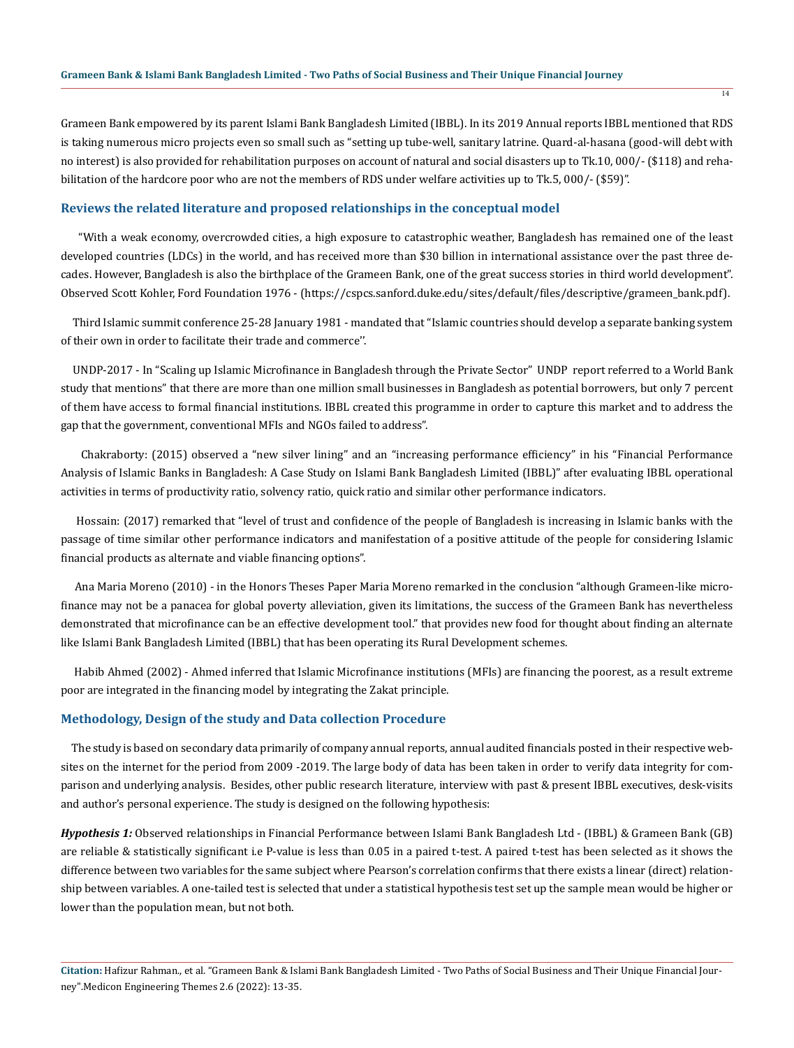Grameen Bank empowered by its parent Islami Bank Bangladesh Limited (IBBL). In its 2019 Annual reports IBBL mentioned that RDS is taking numerous micro projects even so small such as "setting up tube-well, sanitary latrine. Quard-al-hasana (good-will debt with no interest) is also provided for rehabilitation purposes on account of natural and social disasters up to Tk.10, 000/- ($118) and rehabilitation of the hardcore poor who are not the members of RDS under welfare activities up to Tk.5, 000/- ($59)".

## Reviews the related literature and proposed relationships in the conceptual model

"With a weak economy, overcrowded cities, a high exposure to catastrophic weather, Bangladesh has remained one of the least developed countries (LDCs) in the world, and has received more than $30 billion in international assistance over the past three decades. However, Bangladesh is also the birthplace of the Grameen Bank, one of the great success stories in third world development". Observed Scott Kohler, Ford Foundation 1976 - (https://cspcs.sanford.duke.edu/sites/default/files/descriptive/grameen_bank.pdf).

Third Islamic summit conference 25-28 January 1981 - mandated that "Islamic countries should develop a separate banking system of their own in order to facilitate their trade and commerce''.

UNDP-2017 - In "Scaling up Islamic Microfinance in Bangladesh through the Private Sector" UNDP report referred to a World Bank study that mentions" that there are more than one million small businesses in Bangladesh as potential borrowers, but only 7 percent of them have access to formal financial institutions. IBBL created this programme in order to capture this market and to address the gap that the government, conventional MFIs and NGOs failed to address".

Chakraborty: (2015) observed a "new silver lining" and an "increasing performance efficiency" in his "Financial Performance Analysis of Islamic Banks in Bangladesh: A Case Study on Islami Bank Bangladesh Limited (IBBL)" after evaluating IBBL operational activities in terms of productivity ratio, solvency ratio, quick ratio and similar other performance indicators.

Hossain: (2017) remarked that "level of trust and confidence of the people of Bangladesh is increasing in Islamic banks with the passage of time similar other performance indicators and manifestation of a positive attitude of the people for considering Islamic financial products as alternate and viable financing options".

Ana Maria Moreno (2010) - in the Honors Theses Paper Maria Moreno remarked in the conclusion "although Grameen-like microfinance may not be a panacea for global poverty alleviation, given its limitations, the success of the Grameen Bank has nevertheless demonstrated that microfinance can be an effective development tool." that provides new food for thought about finding an alternate like Islami Bank Bangladesh Limited (IBBL) that has been operating its Rural Development schemes.

Habib Ahmed (2002) - Ahmed inferred that Islamic Microfinance institutions (MFIs) are financing the poorest, as a result extreme poor are integrated in the financing model by integrating the Zakat principle.

## Methodology, Design of the study and Data collection Procedure

The study is based on secondary data primarily of company annual reports, annual audited financials posted in their respective websites on the internet for the period from 2009 -2019. The large body of data has been taken in order to verify data integrity for comparison and underlying analysis. Besides, other public research literature, interview with past & present IBBL executives, desk-visits and author's personal experience. The study is designed on the following hypothesis:

***Hypothesis 1:*** Observed relationships in Financial Performance between Islami Bank Bangladesh Ltd - (IBBL) & Grameen Bank (GB) are reliable & statistically significant i.e P-value is less than 0.05 in a paired t-test. A paired t-test has been selected as it shows the difference between two variables for the same subject where Pearson's correlation confirms that there exists a linear (direct) relationship between variables. A one-tailed test is selected that under a statistical hypothesis test set up the sample mean would be higher or lower than the population mean, but not both.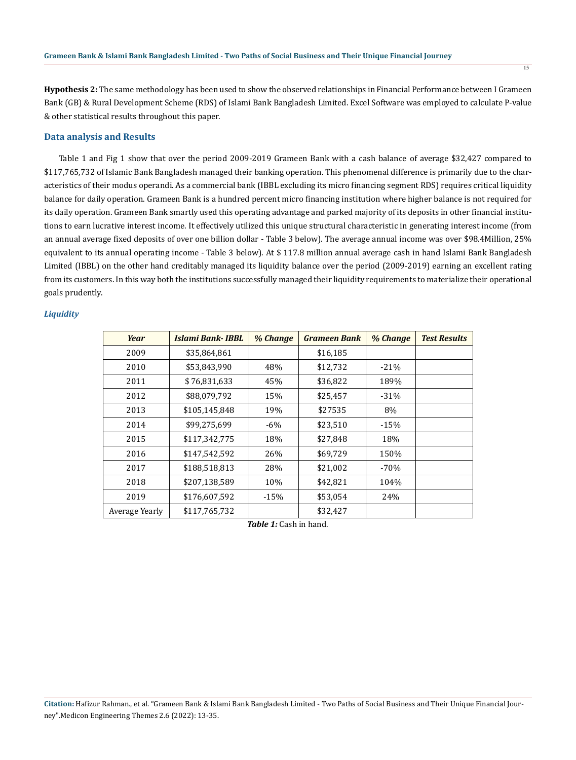**Hypothesis 2:** The same methodology has been used to show the observed relationships in Financial Performance between I Grameen Bank (GB) & Rural Development Scheme (RDS) of Islami Bank Bangladesh Limited. Excel Software was employed to calculate P-value & other statistical results throughout this paper.

## Data analysis and Results

Table 1 and Fig 1 show that over the period 2009-2019 Grameen Bank with a cash balance of average $32,427 compared to $117,765,732 of Islamic Bank Bangladesh managed their banking operation. This phenomenal difference is primarily due to the characteristics of their modus operandi. As a commercial bank (IBBL excluding its micro financing segment RDS) requires critical liquidity balance for daily operation. Grameen Bank is a hundred percent micro financing institution where higher balance is not required for its daily operation. Grameen Bank smartly used this operating advantage and parked majority of its deposits in other financial institutions to earn lucrative interest income. It effectively utilized this unique structural characteristic in generating interest income (from an annual average fixed deposits of over one billion dollar - Table 3 below). The average annual income was over $98.4Million, 25% equivalent to its annual operating income - Table 3 below). At $ 117.8 million annual average cash in hand Islami Bank Bangladesh Limited (IBBL) on the other hand creditably managed its liquidity balance over the period (2009-2019) earning an excellent rating from its customers. In this way both the institutions successfully managed their liquidity requirements to materialize their operational goals prudently.

### *Liquidity*

| *Year* | *Islami Bank- IBBL* | *% Change* | *Grameen Bank* | *% Change* | *Test Results* |
|---|---|---|---|---|---|
| 2009 | $35,864,861 | | $16,185 | | |
| 2010 | $53,843,990 | 48% | $12,732 | -21% | |
| 2011 | $ 76,831,633 | 45% | $36,822 | 189% | |
| 2012 | $88,079,792 | 15% | $25,457 | -31% | |
| 2013 | $105,145,848 | 19% | $27535 | 8% | |
| 2014 | $99,275,699 | -6% | $23,510 | -15% | |
| 2015 | $117,342,775 | 18% | $27,848 | 18% | |
| 2016 | $147,542,592 | 26% | $69,729 | 150% | |
| 2017 | $188,518,813 | 28% | $21,002 | -70% | |
| 2018 | $207,138,589 | 10% | $42,821 | 104% | |
| 2019 | $176,607,592 | -15% | $53,054 | 24% | |
| Average Yearly | $117,765,732 | | $32,427 | | |

***Table 1:*** Cash in hand.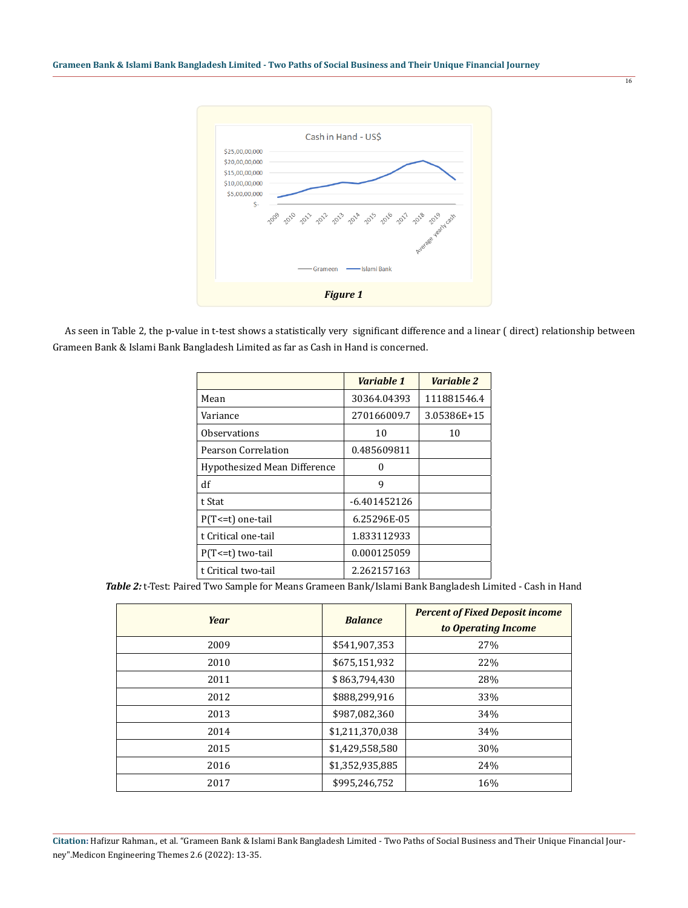Figure 1

As seen in Table 2, the p-value in t-test shows a statistically very significant difference and a linear ( direct) relationship between Grameen Bank & Islami Bank Bangladesh Limited as far as Cash in Hand is concerned.

| | *Variable 1* | *Variable 2* |
|---|---|---|
| Mean | 30364.04393 | 111881546.4 |
| Variance | 270166009.7 | 3.05386E+15 |
| Observations | 10 | 10 |
| Pearson Correlation | 0.485609811 | |
| Hypothesized Mean Difference | 0 | |
| df | 9 | |
| t Stat | -6.401452126 | |
| P(T<=t) one-tail | 6.25296E-05 | |
| t Critical one-tail | 1.833112933 | |
| P(T<=t) two-tail | 0.000125059 | |
| t Critical two-tail | 2.262157163 | |

***Table 2:*** t-Test: Paired Two Sample for Means Grameen Bank/Islami Bank Bangladesh Limited - Cash in Hand

| *Year* | *Balance* | *Percent of Fixed Deposit income to Operating Income* |
|---|---|---|
| 2009 | $541,907,353 | 27% |
| 2010 | $675,151,932 | 22% |
| 2011 | $ 863,794,430 | 28% |
| 2012 | $888,299,916 | 33% |
| 2013 | $987,082,360 | 34% |
| 2014 | $1,211,370,038 | 34% |
| 2015 | $1,429,558,580 | 30% |
| 2016 | $1,352,935,885 | 24% |
| 2017 | $995,246,752 | 16% |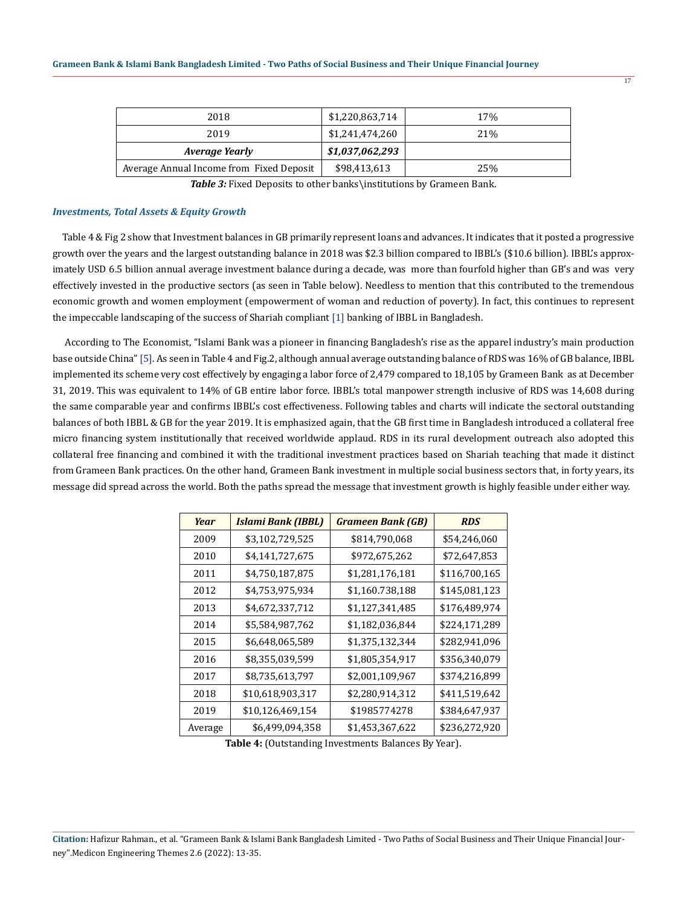| 2018 | $1,220,863,714 | 17% |
|---|---|---|
| 2019 | $1,241,474,260 | 21% |
| ***Average Yearly*** | ***$1,037,062,293*** | |
| Average Annual Income from Fixed Deposit | $98,413,613 | 25% |

***Table 3:*** Fixed Deposits to other banks\institutions by Grameen Bank.

### *Investments, Total Assets & Equity Growth*

Table 4 & Fig 2 show that Investment balances in GB primarily represent loans and advances. It indicates that it posted a progressive growth over the years and the largest outstanding balance in 2018 was $2.3 billion compared to IBBL's ($10.6 billion). IBBL's approximately USD 6.5 billion annual average investment balance during a decade, was more than fourfold higher than GB's and was very effectively invested in the productive sectors (as seen in Table below). Needless to mention that this contributed to the tremendous economic growth and women employment (empowerment of woman and reduction of poverty). In fact, this continues to represent the impeccable landscaping of the success of Shariah compliant [1] banking of IBBL in Bangladesh.

According to The Economist, "Islami Bank was a pioneer in financing Bangladesh's rise as the apparel industry's main production base outside China" [5]. As seen in Table 4 and Fig.2, although annual average outstanding balance of RDS was 16% of GB balance, IBBL implemented its scheme very cost effectively by engaging a labor force of 2,479 compared to 18,105 by Grameen Bank as at December 31, 2019. This was equivalent to 14% of GB entire labor force. IBBL's total manpower strength inclusive of RDS was 14,608 during the same comparable year and confirms IBBL's cost effectiveness. Following tables and charts will indicate the sectoral outstanding balances of both IBBL & GB for the year 2019. It is emphasized again, that the GB first time in Bangladesh introduced a collateral free micro financing system institutionally that received worldwide applaud. RDS in its rural development outreach also adopted this collateral free financing and combined it with the traditional investment practices based on Shariah teaching that made it distinct from Grameen Bank practices. On the other hand, Grameen Bank investment in multiple social business sectors that, in forty years, its message did spread across the world. Both the paths spread the message that investment growth is highly feasible under either way.

| *Year* | *Islami Bank (IBBL)* | *Grameen Bank (GB)* | *RDS* |
|---|---|---|---|
| 2009 | $3,102,729,525 | $814,790,068 | $54,246,060 |
| 2010 | $4,141,727,675 | $972,675,262 | $72,647,853 |
| 2011 | $4,750,187,875 | $1,281,176,181 | $116,700,165 |
| 2012 | $4,753,975,934 | $1,160.738,188 | $145,081,123 |
| 2013 | $4,672,337,712 | $1,127,341,485 | $176,489,974 |
| 2014 | $5,584,987,762 | $1,182,036,844 | $224,171,289 |
| 2015 | $6,648,065,589 | $1,375,132,344 | $282,941,096 |
| 2016 | $8,355,039,599 | $1,805,354,917 | $356,340,079 |
| 2017 | $8,735,613,797 | $2,001,109,967 | $374,216,899 |
| 2018 | $10,618,903,317 | $2,280,914,312 | $411,519,642 |
| 2019 | $10,126,469,154 | $1985774278 | $384,647,937 |
| Average | $6,499,094,358 | $1,453,367,622 | $236,272,920 |

**Table 4:** (Outstanding Investments Balances By Year).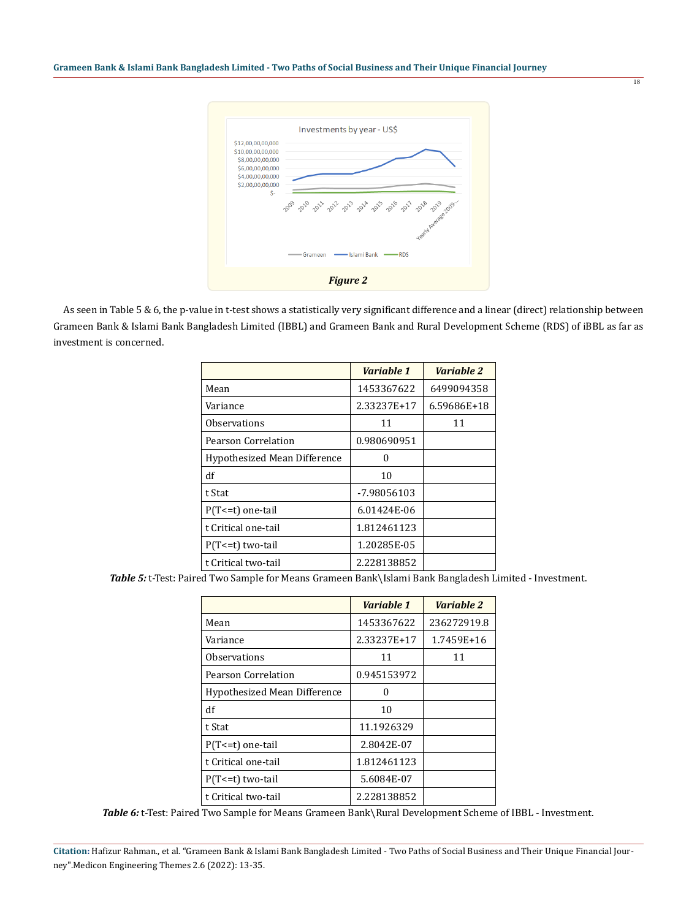Figure 2

As seen in Table 5 & 6, the p-value in t-test shows a statistically very significant difference and a linear (direct) relationship between Grameen Bank & Islami Bank Bangladesh Limited (IBBL) and Grameen Bank and Rural Development Scheme (RDS) of iBBL as far as investment is concerned.

| | *Variable 1* | *Variable 2* |
|---|---|---|
| Mean | 1453367622 | 6499094358 |
| Variance | 2.33237E+17 | 6.59686E+18 |
| Observations | 11 | 11 |
| Pearson Correlation | 0.980690951 | |
| Hypothesized Mean Difference | 0 | |
| df | 10 | |
| t Stat | -7.98056103 | |
| P(T<=t) one-tail | 6.01424E-06 | |
| t Critical one-tail | 1.812461123 | |
| P(T<=t) two-tail | 1.20285E-05 | |
| t Critical two-tail | 2.228138852 | |

***Table 5:*** t-Test: Paired Two Sample for Means Grameen Bank\Islami Bank Bangladesh Limited - Investment.

| | *Variable 1* | *Variable 2* |
|---|---|---|
| Mean | 1453367622 | 236272919.8 |
| Variance | 2.33237E+17 | 1.7459E+16 |
| Observations | 11 | 11 |
| Pearson Correlation | 0.945153972 | |
| Hypothesized Mean Difference | 0 | |
| df | 10 | |
| t Stat | 11.1926329 | |
| P(T<=t) one-tail | 2.8042E-07 | |
| t Critical one-tail | 1.812461123 | |
| P(T<=t) two-tail | 5.6084E-07 | |
| t Critical two-tail | 2.228138852 | |

***Table 6:*** t-Test: Paired Two Sample for Means Grameen Bank\Rural Development Scheme of IBBL - Investment.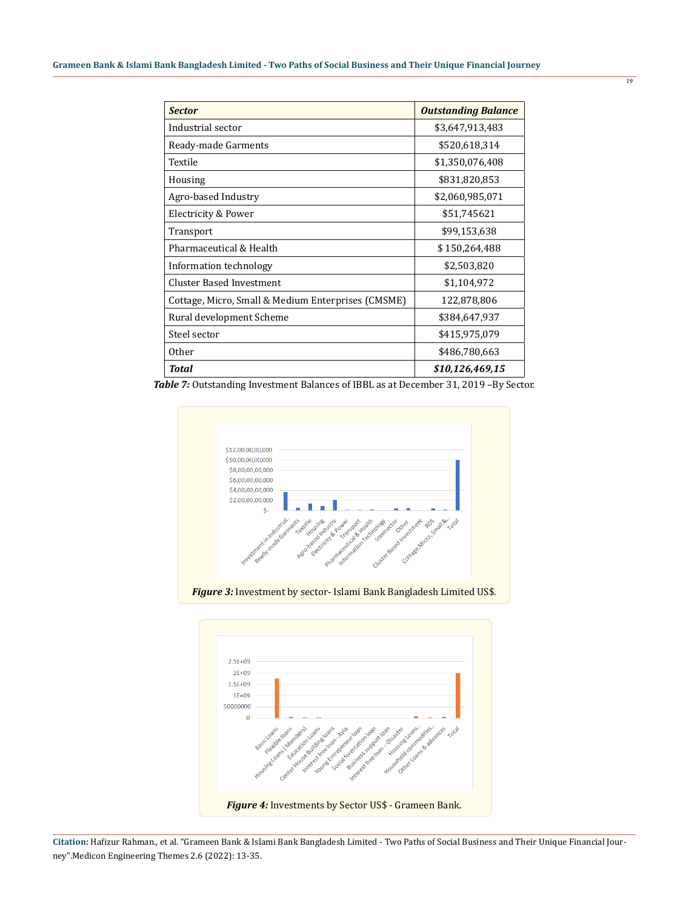| ***Sector*** | ***Outstanding Balance*** |
|---|---|
| Industrial sector | $3,647,913,483 |
| Ready-made Garments | $520,618,314 |
| Textile | $1,350,076,408 |
| Housing | $831,820,853 |
| Agro-based Industry | $2,060,985,071 |
| Electricity & Power | $51,745621 |
| Transport | $99,153,638 |
| Pharmaceutical & Health | $ 150,264,488 |
| Information technology | $2,503,820 |
| Cluster Based Investment | $1,104,972 |
| Cottage, Micro, Small & Medium Enterprises (CMSME) | 122,878,806 |
| Rural development Scheme | $384,647,937 |
| Steel sector | $415,975,079 |
| Other | $486,780,663 |
| ***Total*** | ***$10,126,469,15*** |

***Table 7:*** Outstanding Investment Balances of IBBL as at December 31, 2019 –By Sector.

***Figure 3:*** Investment by sector- Islami Bank Bangladesh Limited US$.

***Figure 4:*** Investments by Sector US$ - Grameen Bank.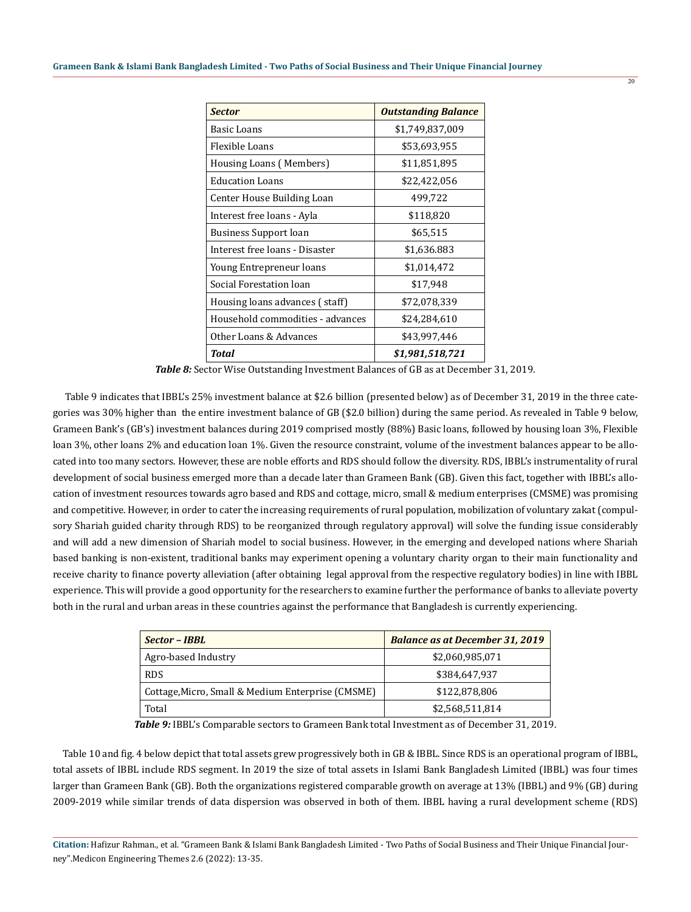| *Sector* | *Outstanding Balance* |
|---|---|
| Basic Loans | $1,749,837,009 |
| Flexible Loans | $53,693,955 |
| Housing Loans ( Members) | $11,851,895 |
| Education Loans | $22,422,056 |
| Center House Building Loan | 499,722 |
| Interest free loans - Ayla | $118,820 |
| Business Support loan | $65,515 |
| Interest free loans - Disaster | $1,636.883 |
| Young Entrepreneur loans | $1,014,472 |
| Social Forestation loan | $17,948 |
| Housing loans advances ( staff) | $72,078,339 |
| Household commodities - advances | $24,284,610 |
| Other Loans & Advances | $43,997,446 |
| ***Total*** | ***$1,981,518,721*** |

***Table 8:*** Sector Wise Outstanding Investment Balances of GB as at December 31, 2019.

Table 9 indicates that IBBL's 25% investment balance at $2.6 billion (presented below) as of December 31, 2019 in the three categories was 30% higher than the entire investment balance of GB ($2.0 billion) during the same period. As revealed in Table 9 below, Grameen Bank's (GB's) investment balances during 2019 comprised mostly (88%) Basic loans, followed by housing loan 3%, Flexible loan 3%, other loans 2% and education loan 1%. Given the resource constraint, volume of the investment balances appear to be allocated into too many sectors. However, these are noble efforts and RDS should follow the diversity. RDS, IBBL's instrumentality of rural development of social business emerged more than a decade later than Grameen Bank (GB). Given this fact, together with IBBL's allocation of investment resources towards agro based and RDS and cottage, micro, small & medium enterprises (CMSME) was promising and competitive. However, in order to cater the increasing requirements of rural population, mobilization of voluntary zakat (compulsory Shariah guided charity through RDS) to be reorganized through regulatory approval) will solve the funding issue considerably and will add a new dimension of Shariah model to social business. However, in the emerging and developed nations where Shariah based banking is non-existent, traditional banks may experiment opening a voluntary charity organ to their main functionality and receive charity to finance poverty alleviation (after obtaining legal approval from the respective regulatory bodies) in line with IBBL experience. This will provide a good opportunity for the researchers to examine further the performance of banks to alleviate poverty both in the rural and urban areas in these countries against the performance that Bangladesh is currently experiencing.

| *Sector – IBBL* | *Balance as at December 31, 2019* |
|---|---|
| Agro-based Industry | $2,060,985,071 |
| RDS | $384,647,937 |
| Cottage,Micro, Small & Medium Enterprise (CMSME) | $122,878,806 |
| Total | $2,568,511,814 |

***Table 9:*** IBBL's Comparable sectors to Grameen Bank total Investment as of December 31, 2019.

Table 10 and fig. 4 below depict that total assets grew progressively both in GB & IBBL. Since RDS is an operational program of IBBL, total assets of IBBL include RDS segment. In 2019 the size of total assets in Islami Bank Bangladesh Limited (IBBL) was four times larger than Grameen Bank (GB). Both the organizations registered comparable growth on average at 13% (IBBL) and 9% (GB) during 2009-2019 while similar trends of data dispersion was observed in both of them. IBBL having a rural development scheme (RDS)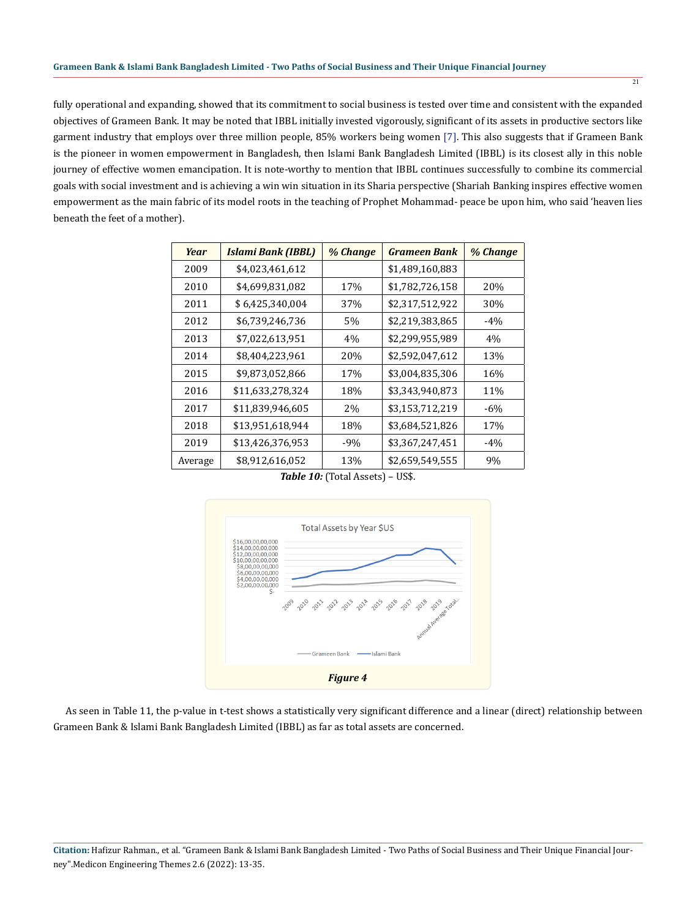fully operational and expanding, showed that its commitment to social business is tested over time and consistent with the expanded objectives of Grameen Bank. It may be noted that IBBL initially invested vigorously, significant of its assets in productive sectors like garment industry that employs over three million people, 85% workers being women [7]. This also suggests that if Grameen Bank is the pioneer in women empowerment in Bangladesh, then Islami Bank Bangladesh Limited (IBBL) is its closest ally in this noble journey of effective women emancipation. It is note-worthy to mention that IBBL continues successfully to combine its commercial goals with social investment and is achieving a win win situation in its Sharia perspective (Shariah Banking inspires effective women empowerment as the main fabric of its model roots in the teaching of Prophet Mohammad- peace be upon him, who said 'heaven lies beneath the feet of a mother).

| *Year* | *Islami Bank (IBBL)* | *% Change* | *Grameen Bank* | *% Change* |
|---|---|---|---|---|
| 2009 | $4,023,461,612 | | $1,489,160,883 | |
| 2010 | $4,699,831,082 | 17% | $1,782,726,158 | 20% |
| 2011 | $ 6,425,340,004 | 37% | $2,317,512,922 | 30% |
| 2012 | $6,739,246,736 | 5% | $2,219,383,865 | -4% |
| 2013 | $7,022,613,951 | 4% | $2,299,955,989 | 4% |
| 2014 | $8,404,223,961 | 20% | $2,592,047,612 | 13% |
| 2015 | $9,873,052,866 | 17% | $3,004,835,306 | 16% |
| 2016 | $11,633,278,324 | 18% | $3,343,940,873 | 11% |
| 2017 | $11,839,946,605 | 2% | $3,153,712,219 | -6% |
| 2018 | $13,951,618,944 | 18% | $3,684,521,826 | 17% |
| 2019 | $13,426,376,953 | -9% | $3,367,247,451 | -4% |
| Average | $8,912,616,052 | 13% | $2,659,549,555 | 9% |

***Table 10:*** (Total Assets) – US$.

***Figure 4***

As seen in Table 11, the p-value in t-test shows a statistically very significant difference and a linear (direct) relationship between Grameen Bank & Islami Bank Bangladesh Limited (IBBL) as far as total assets are concerned.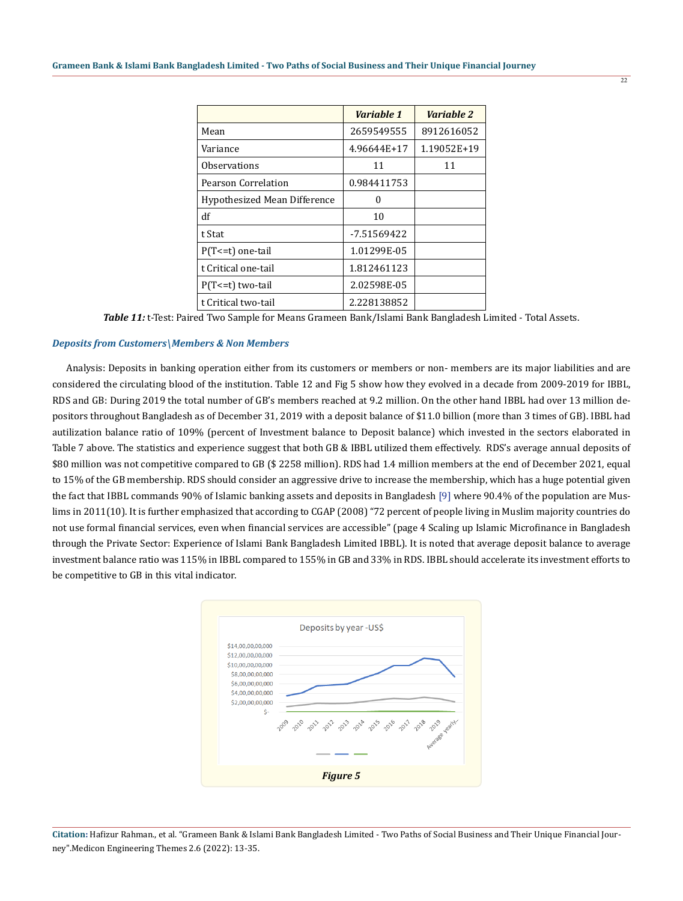|  | *Variable 1* | *Variable 2* |
|---|---|---|
| Mean | 2659549555 | 8912616052 |
| Variance | 4.96644E+17 | 1.19052E+19 |
| Observations | 11 | 11 |
| Pearson Correlation | 0.984411753 |  |
| Hypothesized Mean Difference | 0 |  |
| df | 10 |  |
| t Stat | -7.51569422 |  |
| P(T<=t) one-tail | 1.01299E-05 |  |
| t Critical one-tail | 1.812461123 |  |
| P(T<=t) two-tail | 2.02598E-05 |  |
| t Critical two-tail | 2.228138852 |  |

***Table 11:*** t-Test: Paired Two Sample for Means Grameen Bank/Islami Bank Bangladesh Limited - Total Assets.

### *Deposits from Customers\Members & Non Members*

Analysis: Deposits in banking operation either from its customers or members or non- members are its major liabilities and are considered the circulating blood of the institution. Table 12 and Fig 5 show how they evolved in a decade from 2009-2019 for IBBL, RDS and GB: During 2019 the total number of GB's members reached at 9.2 million. On the other hand IBBL had over 13 million depositors throughout Bangladesh as of December 31, 2019 with a deposit balance of $11.0 billion (more than 3 times of GB). IBBL had autilization balance ratio of 109% (percent of Investment balance to Deposit balance) which invested in the sectors elaborated in Table 7 above. The statistics and experience suggest that both GB & IBBL utilized them effectively. RDS's average annual deposits of $80 million was not competitive compared to GB ($ 2258 million). RDS had 1.4 million members at the end of December 2021, equal to 15% of the GB membership. RDS should consider an aggressive drive to increase the membership, which has a huge potential given the fact that IBBL commands 90% of Islamic banking assets and deposits in Bangladesh [9] where 90.4% of the population are Muslims in 2011(10). It is further emphasized that according to CGAP (2008) "72 percent of people living in Muslim majority countries do not use formal financial services, even when financial services are accessible" (page 4 Scaling up Islamic Microfinance in Bangladesh through the Private Sector: Experience of Islami Bank Bangladesh Limited IBBL). It is noted that average deposit balance to average investment balance ratio was 115% in IBBL compared to 155% in GB and 33% in RDS. IBBL should accelerate its investment efforts to be competitive to GB in this vital indicator.

***Figure 5***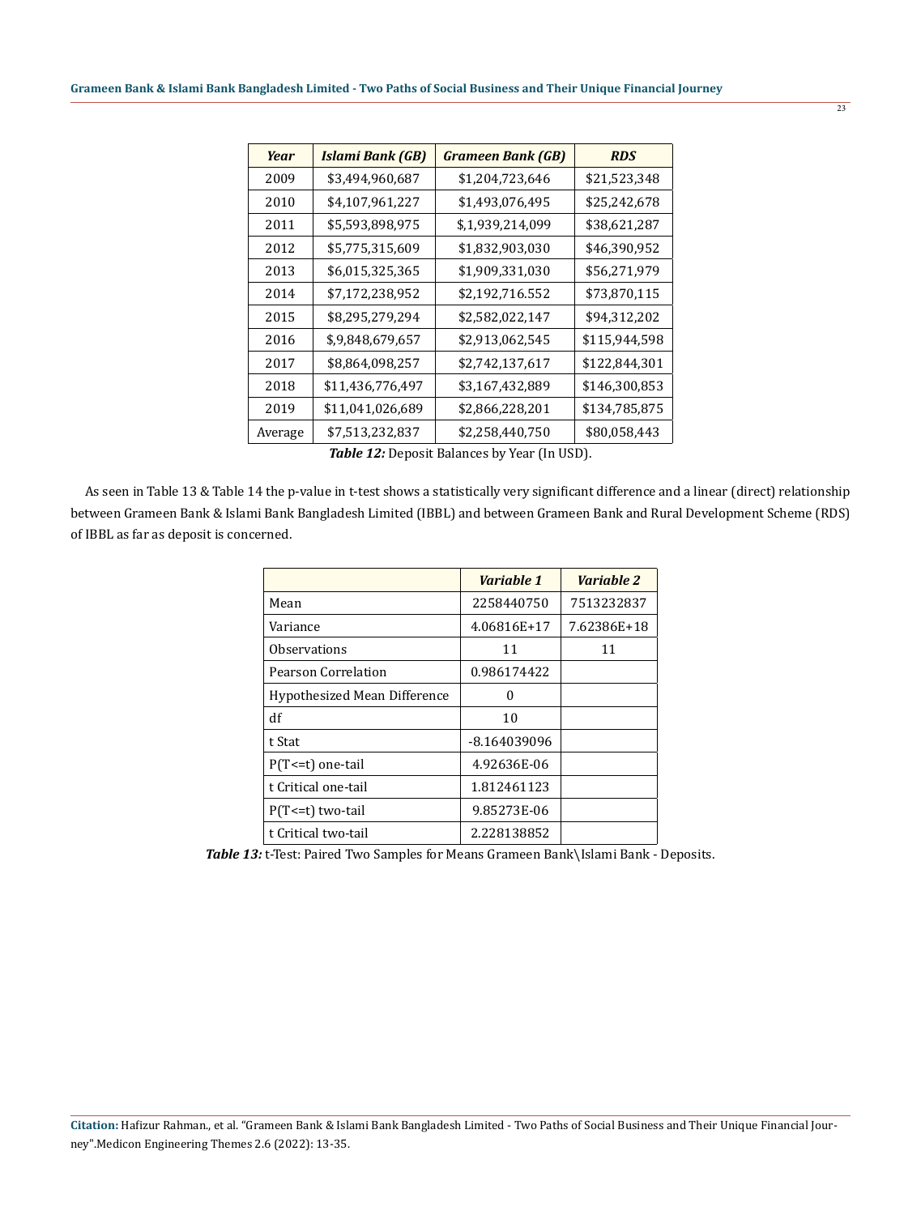| *Year* | *Islami Bank (GB)* | *Grameen Bank (GB)* | *RDS* |
| --- | --- | --- | --- |
| 2009 | $3,494,960,687 | $1,204,723,646 | $21,523,348 |
| 2010 | $4,107,961,227 | $1,493,076,495 | $25,242,678 |
| 2011 | $5,593,898,975 | $,1,939,214,099 | $38,621,287 |
| 2012 | $5,775,315,609 | $1,832,903,030 | $46,390,952 |
| 2013 | $6,015,325,365 | $1,909,331,030 | $56,271,979 |
| 2014 | $7,172,238,952 | $2,192,716.552 | $73,870,115 |
| 2015 | $8,295,279,294 | $2,582,022,147 | $94,312,202 |
| 2016 | $,9,848,679,657 | $2,913,062,545 | $115,944,598 |
| 2017 | $8,864,098,257 | $2,742,137,617 | $122,844,301 |
| 2018 | $11,436,776,497 | $3,167,432,889 | $146,300,853 |
| 2019 | $11,041,026,689 | $2,866,228,201 | $134,785,875 |
| Average | $7,513,232,837 | $2,258,440,750 | $80,058,443 |

***Table 12:*** Deposit Balances by Year (In USD).

As seen in Table 13 & Table 14 the p-value in t-test shows a statistically very significant difference and a linear (direct) relationship between Grameen Bank & Islami Bank Bangladesh Limited (IBBL) and between Grameen Bank and Rural Development Scheme (RDS) of IBBL as far as deposit is concerned.

| | *Variable 1* | *Variable 2* |
| --- | --- | --- |
| Mean | 2258440750 | 7513232837 |
| Variance | 4.06816E+17 | 7.62386E+18 |
| Observations | 11 | 11 |
| Pearson Correlation | 0.986174422 | |
| Hypothesized Mean Difference | 0 | |
| df | 10 | |
| t Stat | -8.164039096 | |
| P(T<=t) one-tail | 4.92636E-06 | |
| t Critical one-tail | 1.812461123 | |
| P(T<=t) two-tail | 9.85273E-06 | |
| t Critical two-tail | 2.228138852 | |

***Table 13:*** t-Test: Paired Two Samples for Means Grameen Bank\Islami Bank - Deposits.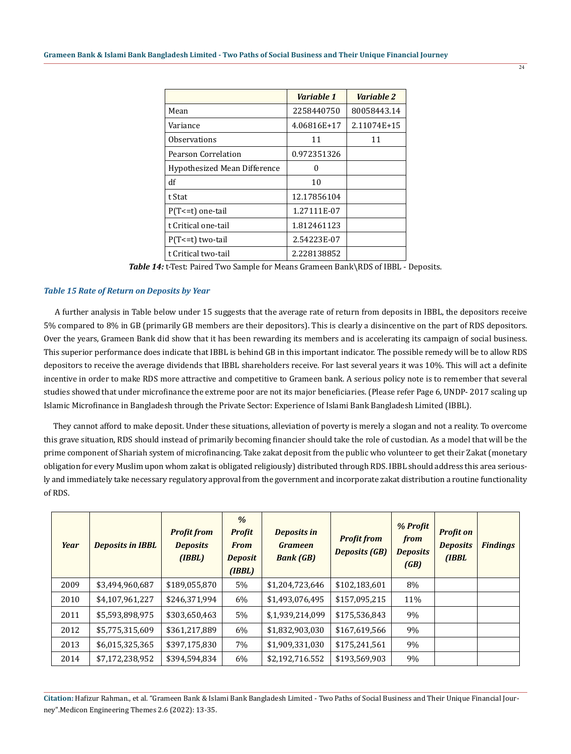| | *Variable 1* | *Variable 2* |
|---|---|---|
| Mean | 2258440750 | 80058443.14 |
| Variance | 4.06816E+17 | 2.11074E+15 |
| Observations | 11 | 11 |
| Pearson Correlation | 0.972351326 | |
| Hypothesized Mean Difference | 0 | |
| df | 10 | |
| t Stat | 12.17856104 | |
| P(T<=t) one-tail | 1.27111E-07 | |
| t Critical one-tail | 1.812461123 | |
| P(T<=t) two-tail | 2.54223E-07 | |
| t Critical two-tail | 2.228138852 | |

***Table 14:*** t-Test: Paired Two Sample for Means Grameen Bank\RDS of IBBL - Deposits.

### *Table 15 Rate of Return on Deposits by Year*

A further analysis in Table below under 15 suggests that the average rate of return from deposits in IBBL, the depositors receive 5% compared to 8% in GB (primarily GB members are their depositors). This is clearly a disincentive on the part of RDS depositors. Over the years, Grameen Bank did show that it has been rewarding its members and is accelerating its campaign of social business. This superior performance does indicate that IBBL is behind GB in this important indicator. The possible remedy will be to allow RDS depositors to receive the average dividends that IBBL shareholders receive. For last several years it was 10%. This will act a definite incentive in order to make RDS more attractive and competitive to Grameen bank. A serious policy note is to remember that several studies showed that under microfinance the extreme poor are not its major beneficiaries. (Please refer Page 6, UNDP- 2017 scaling up Islamic Microfinance in Bangladesh through the Private Sector: Experience of Islami Bank Bangladesh Limited (IBBL).

They cannot afford to make deposit. Under these situations, alleviation of poverty is merely a slogan and not a reality. To overcome this grave situation, RDS should instead of primarily becoming financier should take the role of custodian. As a model that will be the prime component of Shariah system of microfinancing. Take zakat deposit from the public who volunteer to get their Zakat (monetary obligation for every Muslim upon whom zakat is obligated religiously) distributed through RDS. IBBL should address this area seriously and immediately take necessary regulatory approval from the government and incorporate zakat distribution a routine functionality of RDS.

| *Year* | *Deposits in IBBL* | *Profit from Deposits (IBBL)* | *% Profit From Deposit (IBBL)* | *Deposits in Grameen Bank (GB)* | *Profit from Deposits (GB)* | *% Profit from Deposits (GB)* | *Profit on Deposits (IBBL* | *Findings* |
|---|---|---|---|---|---|---|---|---|
| 2009 | $3,494,960,687 | $189,055,870 | 5% | $1,204,723,646 | $102,183,601 | 8% | | |
| 2010 | $4,107,961,227 | $246,371,994 | 6% | $1,493,076,495 | $157,095,215 | 11% | | |
| 2011 | $5,593,898,975 | $303,650,463 | 5% | $,1,939,214,099 | $175,536,843 | 9% | | |
| 2012 | $5,775,315,609 | $361,217,889 | 6% | $1,832,903,030 | $167,619,566 | 9% | | |
| 2013 | $6,015,325,365 | $397,175,830 | 7% | $1,909,331,030 | $175,241,561 | 9% | | |
| 2014 | $7,172,238,952 | $394,594,834 | 6% | $2,192,716.552 | $193,569,903 | 9% | | |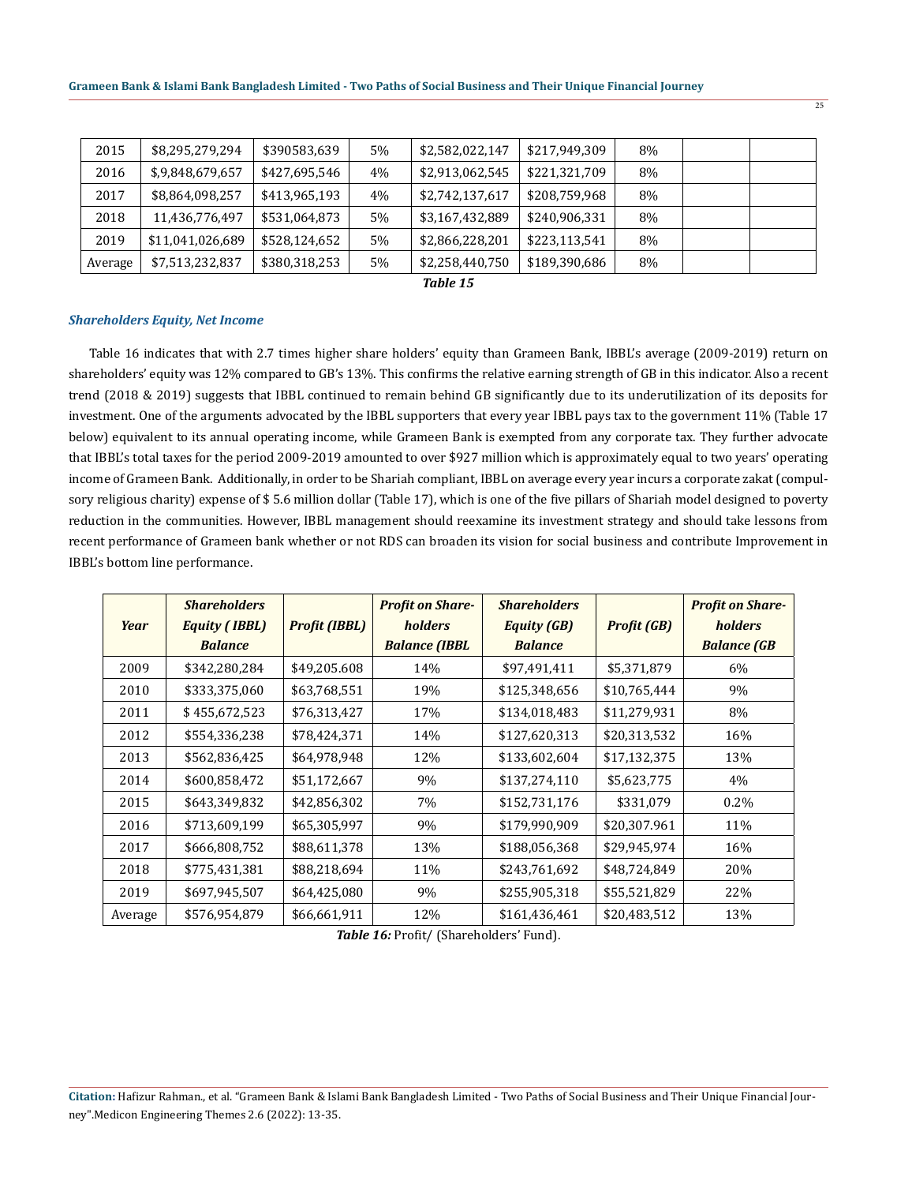| 2015 | $8,295,279,294 | $390583,639 | 5% | $2,582,022,147 | $217,949,309 | 8% | | |
|---|---|---|---|---|---|---|---|---|
| 2016 | $,9,848,679,657 | $427,695,546 | 4% | $2,913,062,545 | $221,321,709 | 8% | | |
| 2017 | $8,864,098,257 | $413,965,193 | 4% | $2,742,137,617 | $208,759,968 | 8% | | |
| 2018 | 11,436,776,497 | $531,064,873 | 5% | $3,167,432,889 | $240,906,331 | 8% | | |
| 2019 | $11,041,026,689 | $528,124,652 | 5% | $2,866,228,201 | $223,113,541 | 8% | | |
| Average | $7,513,232,837 | $380,318,253 | 5% | $2,258,440,750 | $189,390,686 | 8% | | |

***Table 15***

### *Shareholders Equity, Net Income*

Table 16 indicates that with 2.7 times higher share holders' equity than Grameen Bank, IBBL's average (2009-2019) return on shareholders' equity was 12% compared to GB's 13%. This confirms the relative earning strength of GB in this indicator. Also a recent trend (2018 & 2019) suggests that IBBL continued to remain behind GB significantly due to its underutilization of its deposits for investment. One of the arguments advocated by the IBBL supporters that every year IBBL pays tax to the government 11% (Table 17 below) equivalent to its annual operating income, while Grameen Bank is exempted from any corporate tax. They further advocate that IBBL's total taxes for the period 2009-2019 amounted to over $927 million which is approximately equal to two years' operating income of Grameen Bank. Additionally, in order to be Shariah compliant, IBBL on average every year incurs a corporate zakat (compulsory religious charity) expense of $ 5.6 million dollar (Table 17), which is one of the five pillars of Shariah model designed to poverty reduction in the communities. However, IBBL management should reexamine its investment strategy and should take lessons from recent performance of Grameen bank whether or not RDS can broaden its vision for social business and contribute Improvement in IBBL's bottom line performance.

| ***Year*** | ***Shareholders Equity ( IBBL) Balance*** | ***Profit (IBBL)*** | ***Profit on Shareholders Balance (IBBL*** | ***Shareholders Equity (GB) Balance*** | ***Profit (GB)*** | ***Profit on Shareholders Balance (GB*** |
|---|---|---|---|---|---|---|
| 2009 | $342,280,284 | $49,205.608 | 14% | $97,491,411 | $5,371,879 | 6% |
| 2010 | $333,375,060 | $63,768,551 | 19% | $125,348,656 | $10,765,444 | 9% |
| 2011 | $ 455,672,523 | $76,313,427 | 17% | $134,018,483 | $11,279,931 | 8% |
| 2012 | $554,336,238 | $78,424,371 | 14% | $127,620,313 | $20,313,532 | 16% |
| 2013 | $562,836,425 | $64,978,948 | 12% | $133,602,604 | $17,132,375 | 13% |
| 2014 | $600,858,472 | $51,172,667 | 9% | $137,274,110 | $5,623,775 | 4% |
| 2015 | $643,349,832 | $42,856,302 | 7% | $152,731,176 | $331,079 | 0.2% |
| 2016 | $713,609,199 | $65,305,997 | 9% | $179,990,909 | $20,307.961 | 11% |
| 2017 | $666,808,752 | $88,611,378 | 13% | $188,056,368 | $29,945,974 | 16% |
| 2018 | $775,431,381 | $88,218,694 | 11% | $243,761,692 | $48,724,849 | 20% |
| 2019 | $697,945,507 | $64,425,080 | 9% | $255,905,318 | $55,521,829 | 22% |
| Average | $576,954,879 | $66,661,911 | 12% | $161,436,461 | $20,483,512 | 13% |

***Table 16:*** Profit/ (Shareholders' Fund).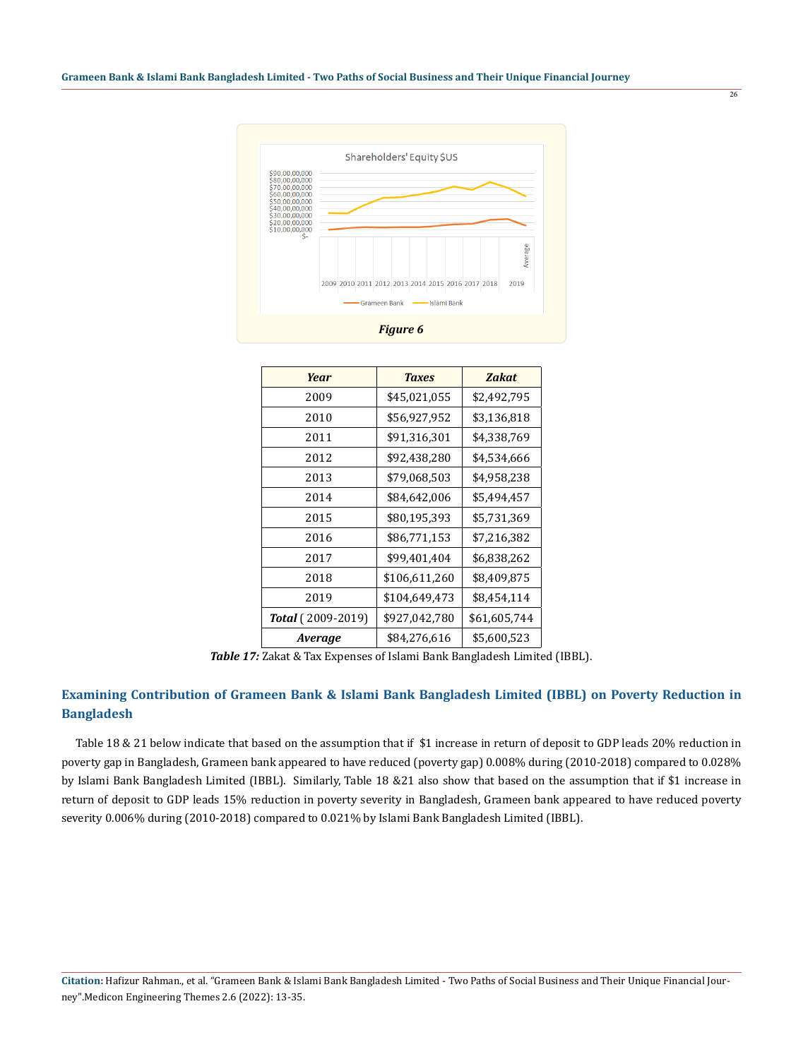Figure 6

| Year | Taxes | Zakat |
|---|---|---|
| 2009 | $45,021,055 | $2,492,795 |
| 2010 | $56,927,952 | $3,136,818 |
| 2011 | $91,316,301 | $4,338,769 |
| 2012 | $92,438,280 | $4,534,666 |
| 2013 | $79,068,503 | $4,958,238 |
| 2014 | $84,642,006 | $5,494,457 |
| 2015 | $80,195,393 | $5,731,369 |
| 2016 | $86,771,153 | $7,216,382 |
| 2017 | $99,401,404 | $6,838,262 |
| 2018 | $106,611,260 | $8,409,875 |
| 2019 | $104,649,473 | $8,454,114 |
| ***Total*** ( 2009-2019) | $927,042,780 | $61,605,744 |
| ***Average*** | $84,276,616 | $5,600,523 |

***Table 17:*** Zakat & Tax Expenses of Islami Bank Bangladesh Limited (IBBL).

## Examining Contribution of Grameen Bank & Islami Bank Bangladesh Limited (IBBL) on Poverty Reduction in Bangladesh

Table 18 & 21 below indicate that based on the assumption that if $1 increase in return of deposit to GDP leads 20% reduction in poverty gap in Bangladesh, Grameen bank appeared to have reduced (poverty gap) 0.008% during (2010-2018) compared to 0.028% by Islami Bank Bangladesh Limited (IBBL). Similarly, Table 18 &21 also show that based on the assumption that if $1 increase in return of deposit to GDP leads 15% reduction in poverty severity in Bangladesh, Grameen bank appeared to have reduced poverty severity 0.006% during (2010-2018) compared to 0.021% by Islami Bank Bangladesh Limited (IBBL).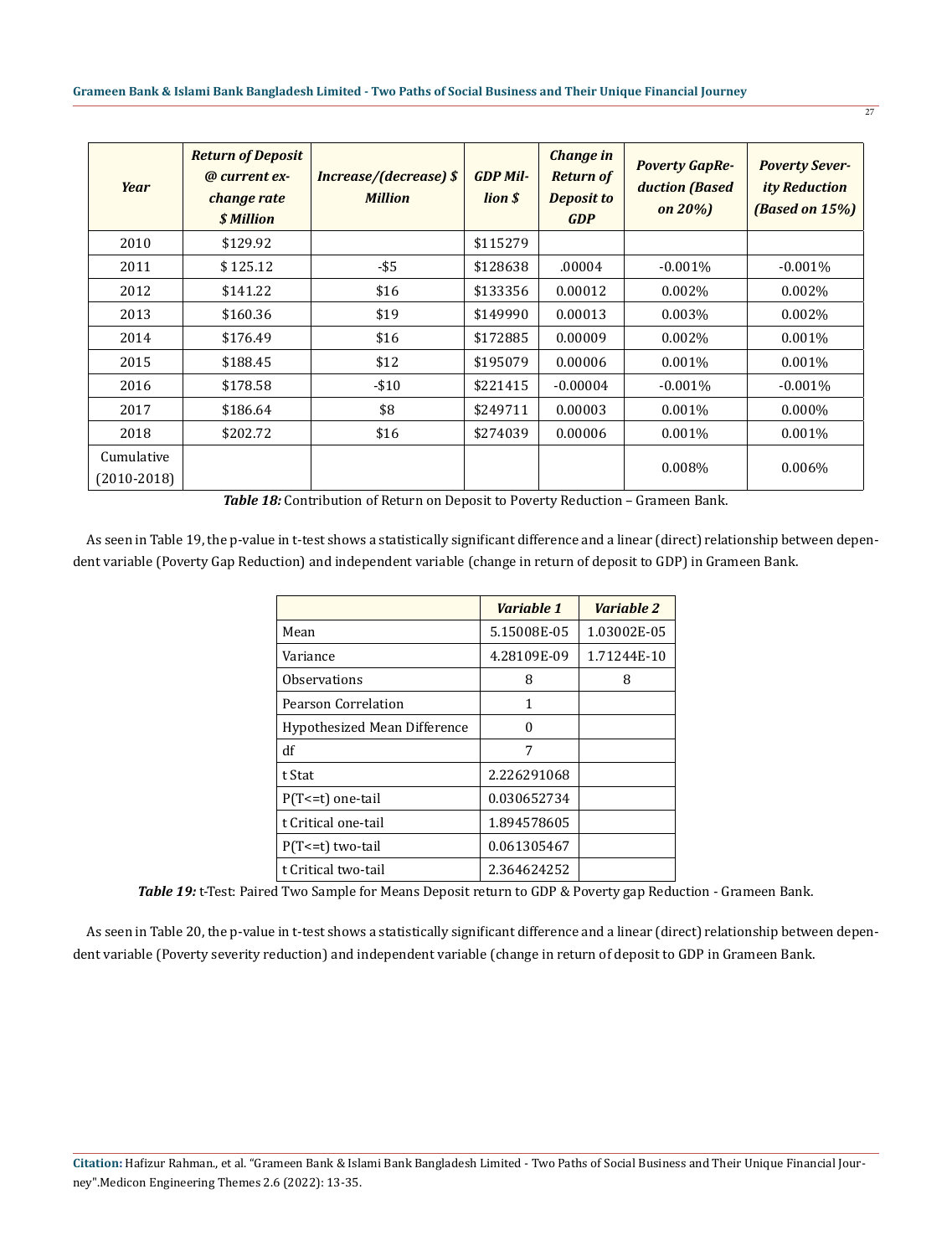| *Year* | *Return of Deposit @ current exchange rate $ Million* | *Increase/(decrease) $ Million* | *GDP Million $* | *Change in Return of Deposit to GDP* | *Poverty GapReduction (Based on 20%)* | *Poverty Severity Reduction (Based on 15%)* |
|---|---|---|---|---|---|---|
| 2010 | $129.92 | | $115279 | | | |
| 2011 | $ 125.12 | -$5 | $128638 | .00004 | -0.001% | -0.001% |
| 2012 | $141.22 | $16 | $133356 | 0.00012 | 0.002% | 0.002% |
| 2013 | $160.36 | $19 | $149990 | 0.00013 | 0.003% | 0.002% |
| 2014 | $176.49 | $16 | $172885 | 0.00009 | 0.002% | 0.001% |
| 2015 | $188.45 | $12 | $195079 | 0.00006 | 0.001% | 0.001% |
| 2016 | $178.58 | -$10 | $221415 | -0.00004 | -0.001% | -0.001% |
| 2017 | $186.64 | $8 | $249711 | 0.00003 | 0.001% | 0.000% |
| 2018 | $202.72 | $16 | $274039 | 0.00006 | 0.001% | 0.001% |
| Cumulative (2010-2018) | | | | | 0.008% | 0.006% |

***Table 18:*** Contribution of Return on Deposit to Poverty Reduction – Grameen Bank.

As seen in Table 19, the p-value in t-test shows a statistically significant difference and a linear (direct) relationship between dependent variable (Poverty Gap Reduction) and independent variable (change in return of deposit to GDP) in Grameen Bank.

| | *Variable 1* | *Variable 2* |
|---|---|---|
| Mean | 5.15008E-05 | 1.03002E-05 |
| Variance | 4.28109E-09 | 1.71244E-10 |
| Observations | 8 | 8 |
| Pearson Correlation | 1 | |
| Hypothesized Mean Difference | 0 | |
| df | 7 | |
| t Stat | 2.226291068 | |
| P(T<=t) one-tail | 0.030652734 | |
| t Critical one-tail | 1.894578605 | |
| P(T<=t) two-tail | 0.061305467 | |
| t Critical two-tail | 2.364624252 | |

***Table 19:*** t-Test: Paired Two Sample for Means Deposit return to GDP & Poverty gap Reduction - Grameen Bank.

As seen in Table 20, the p-value in t-test shows a statistically significant difference and a linear (direct) relationship between dependent variable (Poverty severity reduction) and independent variable (change in return of deposit to GDP in Grameen Bank.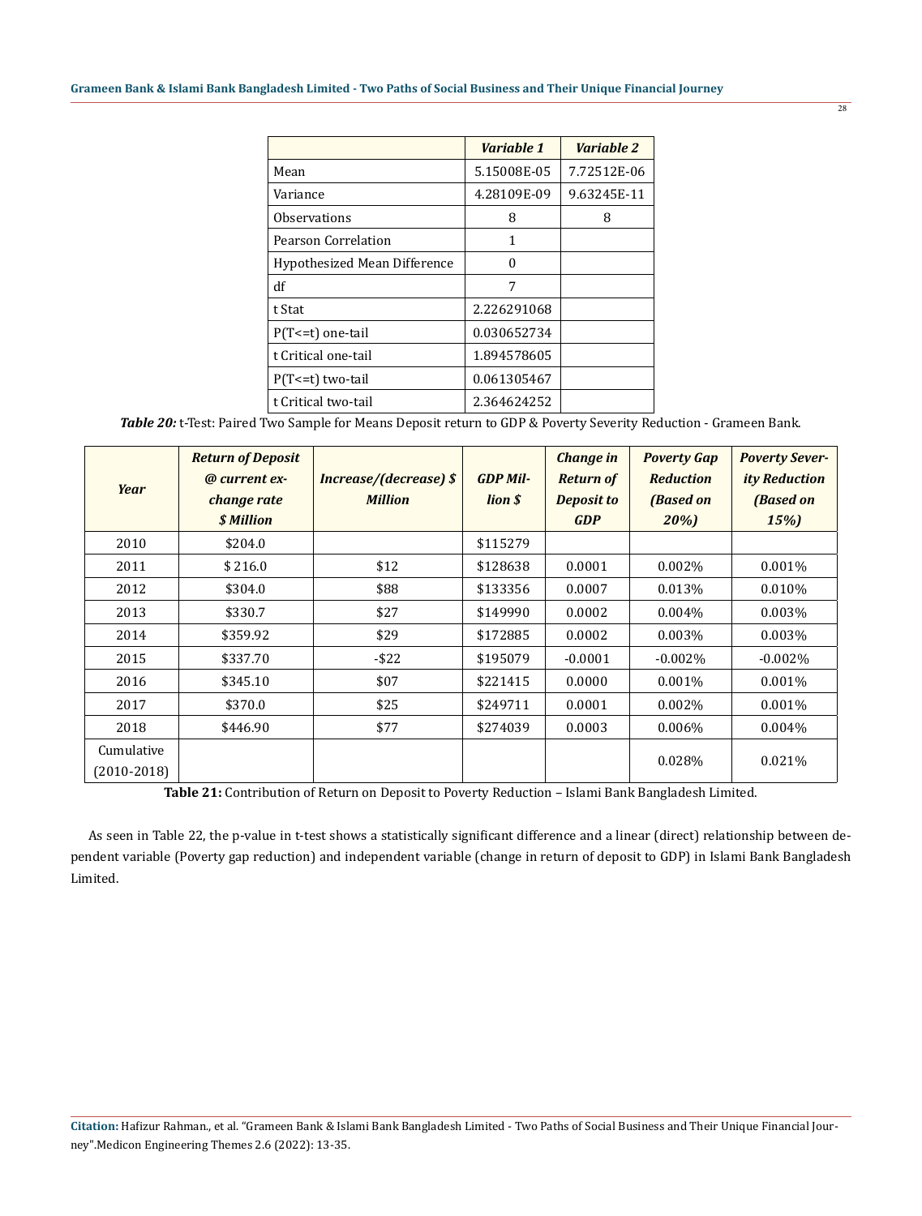| | *Variable 1* | *Variable 2* |
|---|---|---|
| Mean | 5.15008E-05 | 7.72512E-06 |
| Variance | 4.28109E-09 | 9.63245E-11 |
| Observations | 8 | 8 |
| Pearson Correlation | 1 | |
| Hypothesized Mean Difference | 0 | |
| df | 7 | |
| t Stat | 2.226291068 | |
| P(T<=t) one-tail | 0.030652734 | |
| t Critical one-tail | 1.894578605 | |
| P(T<=t) two-tail | 0.061305467 | |
| t Critical two-tail | 2.364624252 | |

***Table 20:*** t-Test: Paired Two Sample for Means Deposit return to GDP & Poverty Severity Reduction - Grameen Bank.

| *Year* | *Return of Deposit @ current exchange rate $ Million* | *Increase/(decrease) $ Million* | *GDP Million $* | *Change in Return of Deposit to GDP* | *Poverty Gap Reduction (Based on 20%)* | *Poverty Severity Reduction (Based on 15%)* |
|---|---|---|---|---|---|---|
| 2010 | $204.0 | | $115279 | | | |
| 2011 | $ 216.0 | $12 | $128638 | 0.0001 | 0.002% | 0.001% |
| 2012 | $304.0 | $88 | $133356 | 0.0007 | 0.013% | 0.010% |
| 2013 | $330.7 | $27 | $149990 | 0.0002 | 0.004% | 0.003% |
| 2014 | $359.92 | $29 | $172885 | 0.0002 | 0.003% | 0.003% |
| 2015 | $337.70 | -$22 | $195079 | -0.0001 | -0.002% | -0.002% |
| 2016 | $345.10 | $07 | $221415 | 0.0000 | 0.001% | 0.001% |
| 2017 | $370.0 | $25 | $249711 | 0.0001 | 0.002% | 0.001% |
| 2018 | $446.90 | $77 | $274039 | 0.0003 | 0.006% | 0.004% |
| Cumulative (2010-2018) | | | | | 0.028% | 0.021% |

**Table 21:** Contribution of Return on Deposit to Poverty Reduction – Islami Bank Bangladesh Limited.

As seen in Table 22, the p-value in t-test shows a statistically significant difference and a linear (direct) relationship between dependent variable (Poverty gap reduction) and independent variable (change in return of deposit to GDP) in Islami Bank Bangladesh Limited.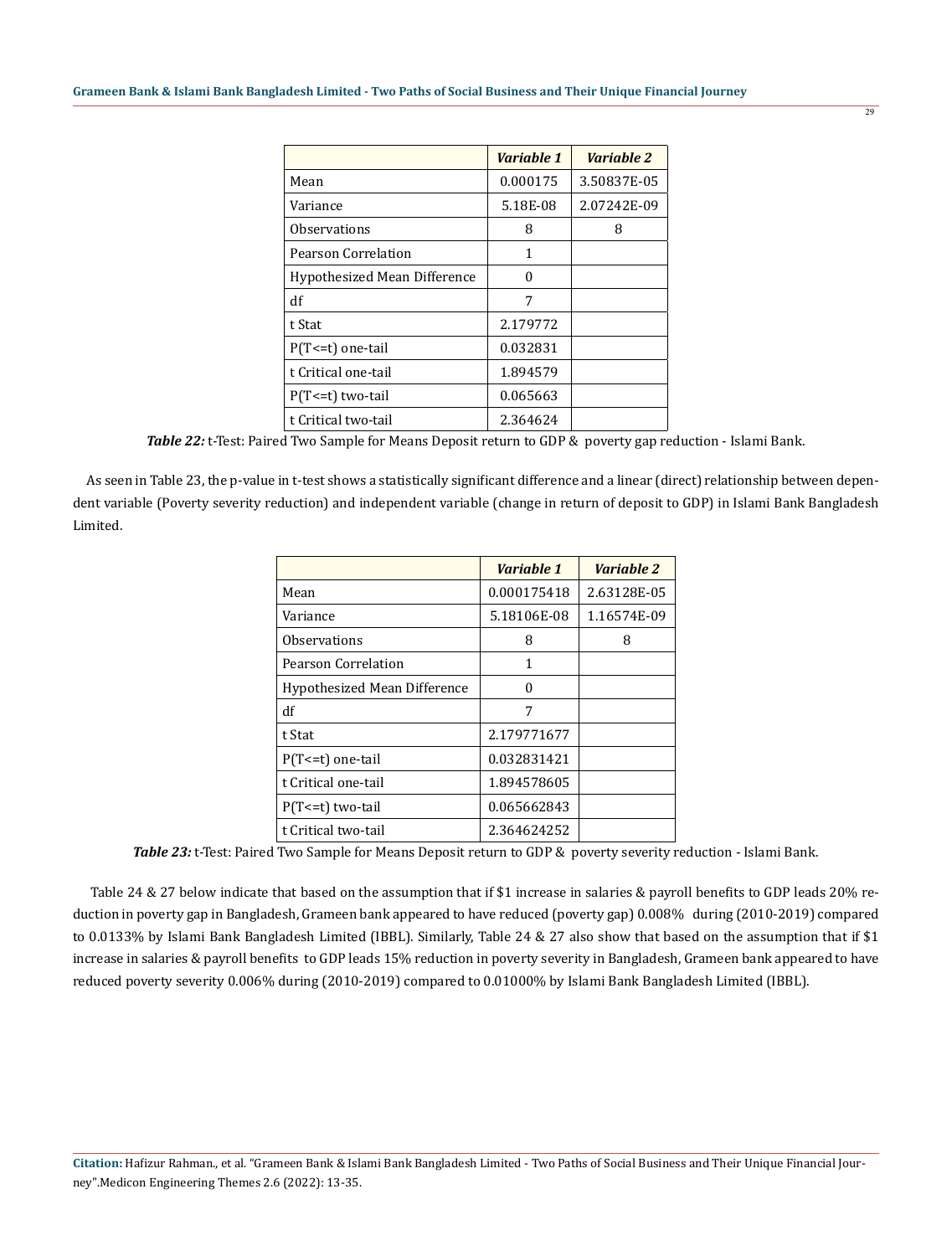|  | *Variable 1* | *Variable 2* |
|---|---|---|
| Mean | 0.000175 | 3.50837E-05 |
| Variance | 5.18E-08 | 2.07242E-09 |
| Observations | 8 | 8 |
| Pearson Correlation | 1 |  |
| Hypothesized Mean Difference | 0 |  |
| df | 7 |  |
| t Stat | 2.179772 |  |
| P(T<=t) one-tail | 0.032831 |  |
| t Critical one-tail | 1.894579 |  |
| P(T<=t) two-tail | 0.065663 |  |
| t Critical two-tail | 2.364624 |  |

***Table 22:*** t-Test: Paired Two Sample for Means Deposit return to GDP & poverty gap reduction - Islami Bank.

As seen in Table 23, the p-value in t-test shows a statistically significant difference and a linear (direct) relationship between dependent variable (Poverty severity reduction) and independent variable (change in return of deposit to GDP) in Islami Bank Bangladesh Limited.

|  | *Variable 1* | *Variable 2* |
|---|---|---|
| Mean | 0.000175418 | 2.63128E-05 |
| Variance | 5.18106E-08 | 1.16574E-09 |
| Observations | 8 | 8 |
| Pearson Correlation | 1 |  |
| Hypothesized Mean Difference | 0 |  |
| df | 7 |  |
| t Stat | 2.179771677 |  |
| P(T<=t) one-tail | 0.032831421 |  |
| t Critical one-tail | 1.894578605 |  |
| P(T<=t) two-tail | 0.065662843 |  |
| t Critical two-tail | 2.364624252 |  |

***Table 23:*** t-Test: Paired Two Sample for Means Deposit return to GDP & poverty severity reduction - Islami Bank.

Table 24 & 27 below indicate that based on the assumption that if $1 increase in salaries & payroll benefits to GDP leads 20% reduction in poverty gap in Bangladesh, Grameen bank appeared to have reduced (poverty gap) 0.008% during (2010-2019) compared to 0.0133% by Islami Bank Bangladesh Limited (IBBL). Similarly, Table 24 & 27 also show that based on the assumption that if $1 increase in salaries & payroll benefits to GDP leads 15% reduction in poverty severity in Bangladesh, Grameen bank appeared to have reduced poverty severity 0.006% during (2010-2019) compared to 0.01000% by Islami Bank Bangladesh Limited (IBBL).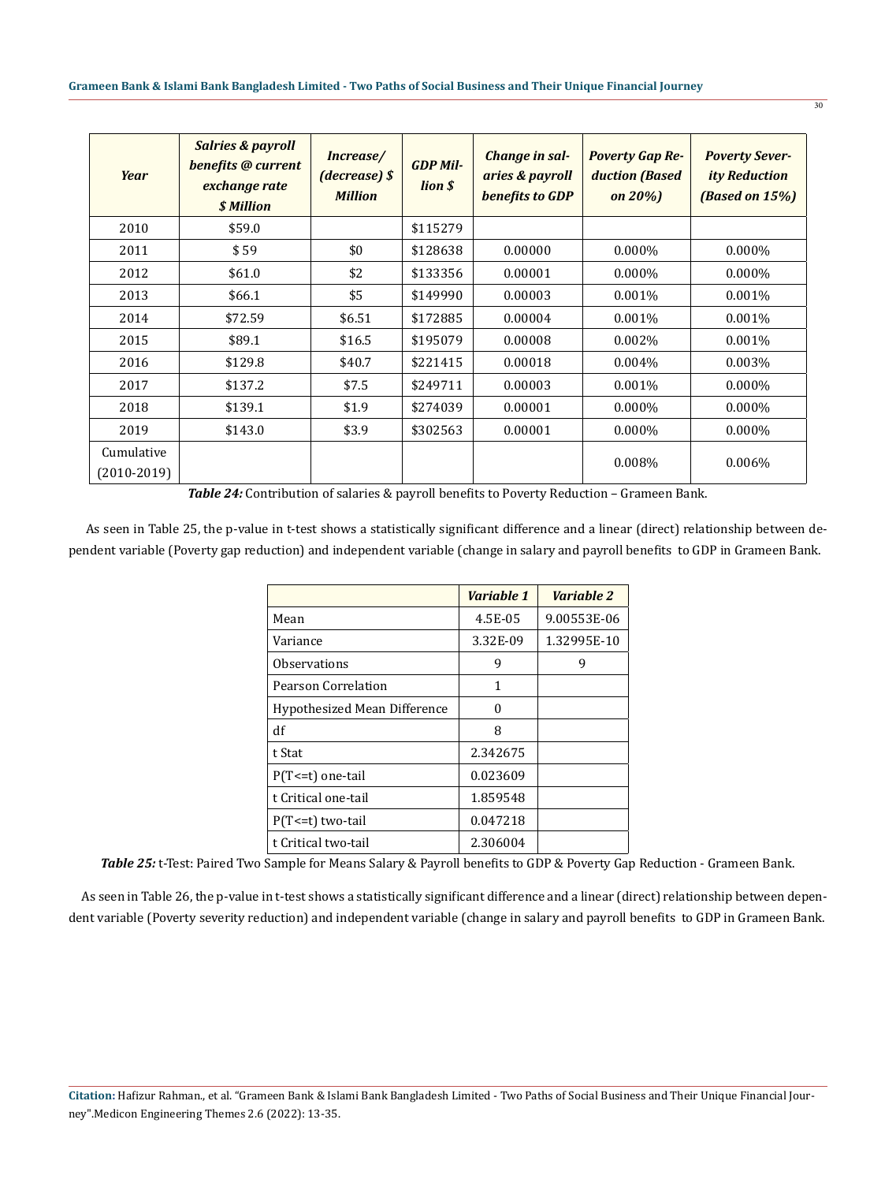| Year | Salries & payroll benefits @ current exchange rate $ Million | Increase/ (decrease) $ Million | GDP Million $ | Change in salaries & payroll benefits to GDP | Poverty Gap Reduction (Based on 20%) | Poverty Severity Reduction (Based on 15%) |
|---|---|---|---|---|---|---|
| 2010 | $59.0 | | $115279 | | | |
| 2011 | $ 59 | $0 | $128638 | 0.00000 | 0.000% | 0.000% |
| 2012 | $61.0 | $2 | $133356 | 0.00001 | 0.000% | 0.000% |
| 2013 | $66.1 | $5 | $149990 | 0.00003 | 0.001% | 0.001% |
| 2014 | $72.59 | $6.51 | $172885 | 0.00004 | 0.001% | 0.001% |
| 2015 | $89.1 | $16.5 | $195079 | 0.00008 | 0.002% | 0.001% |
| 2016 | $129.8 | $40.7 | $221415 | 0.00018 | 0.004% | 0.003% |
| 2017 | $137.2 | $7.5 | $249711 | 0.00003 | 0.001% | 0.000% |
| 2018 | $139.1 | $1.9 | $274039 | 0.00001 | 0.000% | 0.000% |
| 2019 | $143.0 | $3.9 | $302563 | 0.00001 | 0.000% | 0.000% |
| Cumulative (2010-2019) | | | | | 0.008% | 0.006% |

***Table 24:*** Contribution of salaries & payroll benefits to Poverty Reduction – Grameen Bank.

As seen in Table 25, the p-value in t-test shows a statistically significant difference and a linear (direct) relationship between dependent variable (Poverty gap reduction) and independent variable (change in salary and payroll benefits to GDP in Grameen Bank.

| | Variable 1 | Variable 2 |
|---|---|---|
| Mean | 4.5E-05 | 9.00553E-06 |
| Variance | 3.32E-09 | 1.32995E-10 |
| Observations | 9 | 9 |
| Pearson Correlation | 1 | |
| Hypothesized Mean Difference | 0 | |
| df | 8 | |
| t Stat | 2.342675 | |
| P(T<=t) one-tail | 0.023609 | |
| t Critical one-tail | 1.859548 | |
| P(T<=t) two-tail | 0.047218 | |
| t Critical two-tail | 2.306004 | |

***Table 25:*** t-Test: Paired Two Sample for Means Salary & Payroll benefits to GDP & Poverty Gap Reduction - Grameen Bank.

As seen in Table 26, the p-value in t-test shows a statistically significant difference and a linear (direct) relationship between dependent variable (Poverty severity reduction) and independent variable (change in salary and payroll benefits to GDP in Grameen Bank.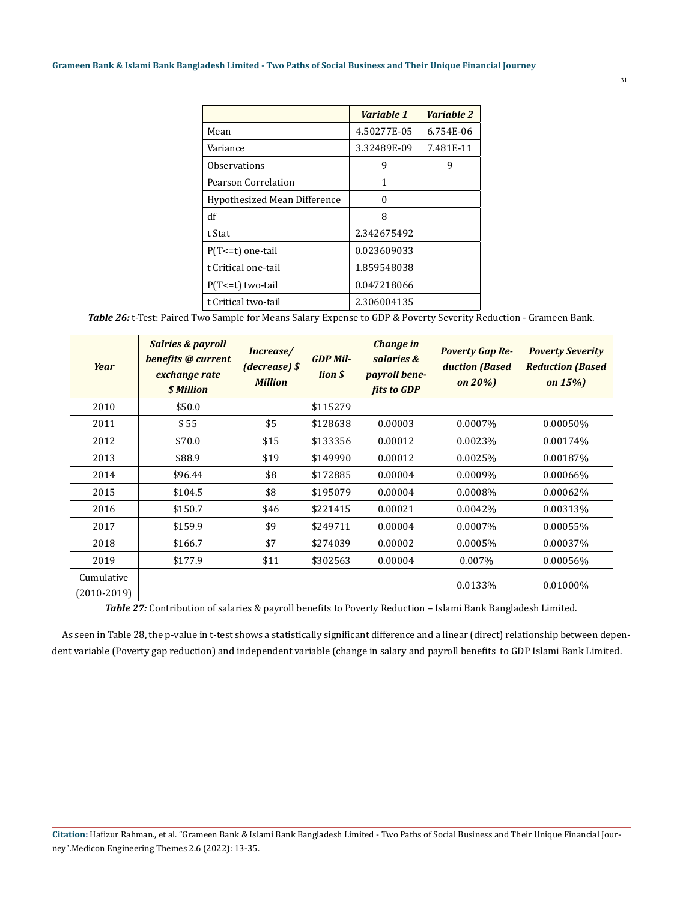| | *Variable 1* | *Variable 2* |
|---|---|---|
| Mean | 4.50277E-05 | 6.754E-06 |
| Variance | 3.32489E-09 | 7.481E-11 |
| Observations | 9 | 9 |
| Pearson Correlation | 1 | |
| Hypothesized Mean Difference | 0 | |
| df | 8 | |
| t Stat | 2.342675492 | |
| P(T<=t) one-tail | 0.023609033 | |
| t Critical one-tail | 1.859548038 | |
| P(T<=t) two-tail | 0.047218066 | |
| t Critical two-tail | 2.306004135 | |

***Table 26:*** t-Test: Paired Two Sample for Means Salary Expense to GDP & Poverty Severity Reduction - Grameen Bank.

| *Year* | *Salries & payroll benefits @ current exchange rate $ Million* | *Increase/ (decrease) $ Million* | *GDP Million $* | *Change in salaries & payroll benefits to GDP* | *Poverty Gap Reduction (Based on 20%)* | *Poverty Severity Reduction (Based on 15%)* |
|---|---|---|---|---|---|---|
| 2010 | $50.0 | | $115279 | | | |
| 2011 | $ 55 | $5 | $128638 | 0.00003 | 0.0007% | 0.00050% |
| 2012 | $70.0 | $15 | $133356 | 0.00012 | 0.0023% | 0.00174% |
| 2013 | $88.9 | $19 | $149990 | 0.00012 | 0.0025% | 0.00187% |
| 2014 | $96.44 | $8 | $172885 | 0.00004 | 0.0009% | 0.00066% |
| 2015 | $104.5 | $8 | $195079 | 0.00004 | 0.0008% | 0.00062% |
| 2016 | $150.7 | $46 | $221415 | 0.00021 | 0.0042% | 0.00313% |
| 2017 | $159.9 | $9 | $249711 | 0.00004 | 0.0007% | 0.00055% |
| 2018 | $166.7 | $7 | $274039 | 0.00002 | 0.0005% | 0.00037% |
| 2019 | $177.9 | $11 | $302563 | 0.00004 | 0.007% | 0.00056% |
| Cumulative (2010-2019) | | | | | 0.0133% | 0.01000% |

***Table 27:*** Contribution of salaries & payroll benefits to Poverty Reduction – Islami Bank Bangladesh Limited.

As seen in Table 28, the p-value in t-test shows a statistically significant difference and a linear (direct) relationship between dependent variable (Poverty gap reduction) and independent variable (change in salary and payroll benefits to GDP Islami Bank Limited.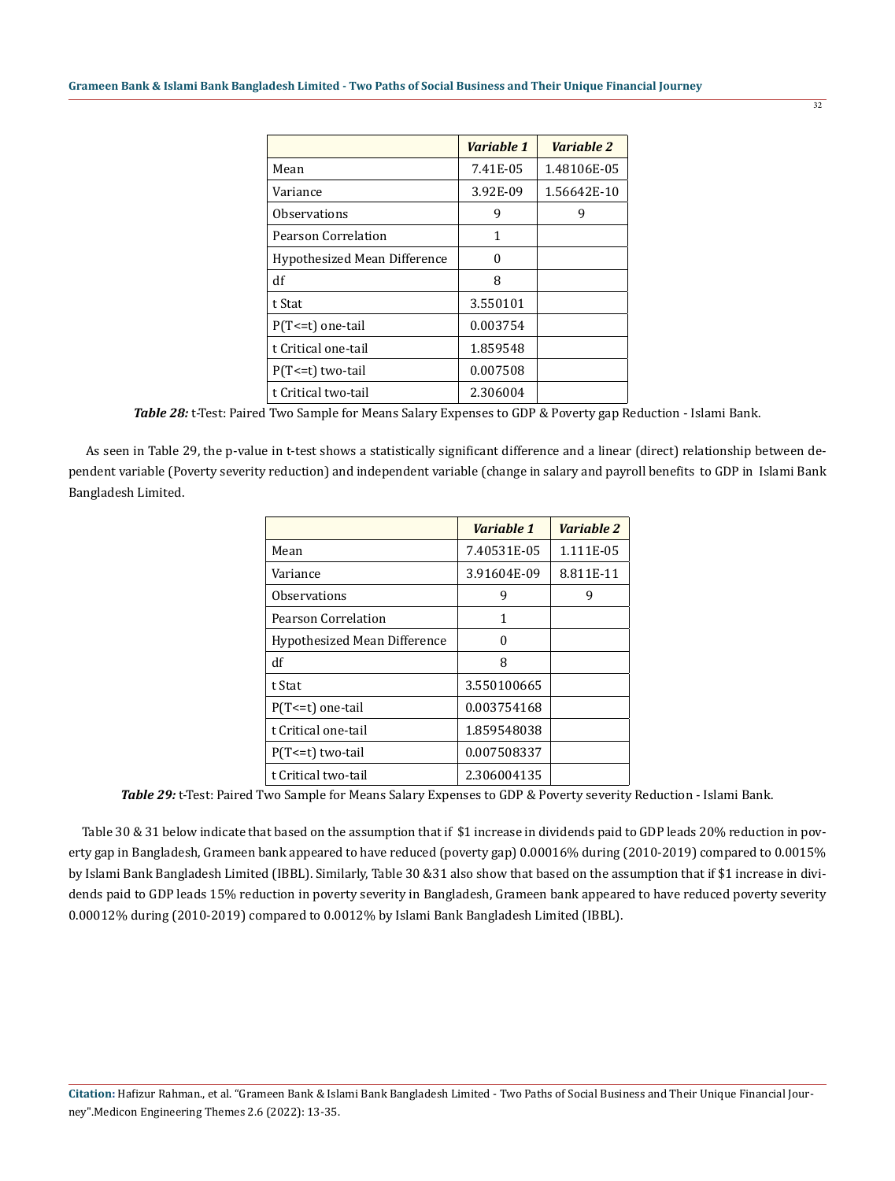| | *Variable 1* | *Variable 2* |
|---|---|---|
| Mean | 7.41E-05 | 1.48106E-05 |
| Variance | 3.92E-09 | 1.56642E-10 |
| Observations | 9 | 9 |
| Pearson Correlation | 1 | |
| Hypothesized Mean Difference | 0 | |
| df | 8 | |
| t Stat | 3.550101 | |
| P(T<=t) one-tail | 0.003754 | |
| t Critical one-tail | 1.859548 | |
| P(T<=t) two-tail | 0.007508 | |
| t Critical two-tail | 2.306004 | |

***Table 28:*** t-Test: Paired Two Sample for Means Salary Expenses to GDP & Poverty gap Reduction - Islami Bank.

As seen in Table 29, the p-value in t-test shows a statistically significant difference and a linear (direct) relationship between dependent variable (Poverty severity reduction) and independent variable (change in salary and payroll benefits to GDP in Islami Bank Bangladesh Limited.

| | *Variable 1* | *Variable 2* |
|---|---|---|
| Mean | 7.40531E-05 | 1.111E-05 |
| Variance | 3.91604E-09 | 8.811E-11 |
| Observations | 9 | 9 |
| Pearson Correlation | 1 | |
| Hypothesized Mean Difference | 0 | |
| df | 8 | |
| t Stat | 3.550100665 | |
| P(T<=t) one-tail | 0.003754168 | |
| t Critical one-tail | 1.859548038 | |
| P(T<=t) two-tail | 0.007508337 | |
| t Critical two-tail | 2.306004135 | |

***Table 29:*** t-Test: Paired Two Sample for Means Salary Expenses to GDP & Poverty severity Reduction - Islami Bank.

Table 30 & 31 below indicate that based on the assumption that if $1 increase in dividends paid to GDP leads 20% reduction in poverty gap in Bangladesh, Grameen bank appeared to have reduced (poverty gap) 0.00016% during (2010-2019) compared to 0.0015% by Islami Bank Bangladesh Limited (IBBL). Similarly, Table 30 &31 also show that based on the assumption that if $1 increase in dividends paid to GDP leads 15% reduction in poverty severity in Bangladesh, Grameen bank appeared to have reduced poverty severity 0.00012% during (2010-2019) compared to 0.0012% by Islami Bank Bangladesh Limited (IBBL).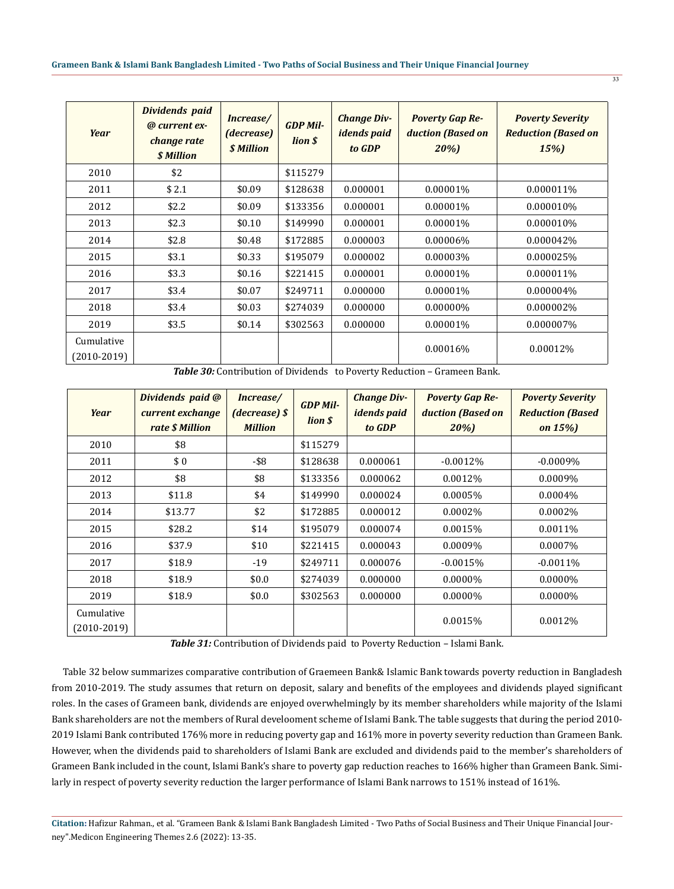| Year | Dividends paid @ current exchange rate $ Million | Increase/ (decrease) $ Million | GDP Million $ | Change Dividends paid to GDP | Poverty Gap Reduction (Based on 20%) | Poverty Severity Reduction (Based on 15%) |
|---|---|---|---|---|---|---|
| 2010 | $2 | | $115279 | | | |
| 2011 | $ 2.1 | $0.09 | $128638 | 0.000001 | 0.00001% | 0.000011% |
| 2012 | $2.2 | $0.09 | $133356 | 0.000001 | 0.00001% | 0.000010% |
| 2013 | $2.3 | $0.10 | $149990 | 0.000001 | 0.00001% | 0.000010% |
| 2014 | $2.8 | $0.48 | $172885 | 0.000003 | 0.00006% | 0.000042% |
| 2015 | $3.1 | $0.33 | $195079 | 0.000002 | 0.00003% | 0.000025% |
| 2016 | $3.3 | $0.16 | $221415 | 0.000001 | 0.00001% | 0.000011% |
| 2017 | $3.4 | $0.07 | $249711 | 0.000000 | 0.00001% | 0.000004% |
| 2018 | $3.4 | $0.03 | $274039 | 0.000000 | 0.00000% | 0.000002% |
| 2019 | $3.5 | $0.14 | $302563 | 0.000000 | 0.00001% | 0.000007% |
| Cumulative (2010-2019) | | | | | 0.00016% | 0.00012% |

***Table 30:*** Contribution of Dividends to Poverty Reduction – Grameen Bank.

| Year | Dividends paid @ current exchange rate $ Million | Increase/ (decrease) $ Million | GDP Million $ | Change Dividends paid to GDP | Poverty Gap Reduction (Based on 20%) | Poverty Severity Reduction (Based on 15%) |
|---|---|---|---|---|---|---|
| 2010 | $8 | | $115279 | | | |
| 2011 | $ 0 | -$8 | $128638 | 0.000061 | -0.0012% | -0.0009% |
| 2012 | $8 | $8 | $133356 | 0.000062 | 0.0012% | 0.0009% |
| 2013 | $11.8 | $4 | $149990 | 0.000024 | 0.0005% | 0.0004% |
| 2014 | $13.77 | $2 | $172885 | 0.000012 | 0.0002% | 0.0002% |
| 2015 | $28.2 | $14 | $195079 | 0.000074 | 0.0015% | 0.0011% |
| 2016 | $37.9 | $10 | $221415 | 0.000043 | 0.0009% | 0.0007% |
| 2017 | $18.9 | -19 | $249711 | 0.000076 | -0.0015% | -0.0011% |
| 2018 | $18.9 | $0.0 | $274039 | 0.000000 | 0.0000% | 0.0000% |
| 2019 | $18.9 | $0.0 | $302563 | 0.000000 | 0.0000% | 0.0000% |
| Cumulative (2010-2019) | | | | | 0.0015% | 0.0012% |

***Table 31:*** Contribution of Dividends paid to Poverty Reduction – Islami Bank.

Table 32 below summarizes comparative contribution of Graemeen Bank& Islamic Bank towards poverty reduction in Bangladesh from 2010-2019. The study assumes that return on deposit, salary and benefits of the employees and dividends played significant roles. In the cases of Grameen bank, dividends are enjoyed overwhelmingly by its member shareholders while majority of the Islami Bank shareholders are not the members of Rural develooment scheme of Islami Bank. The table suggests that during the period 2010-2019 Islami Bank contributed 176% more in reducing poverty gap and 161% more in poverty severity reduction than Grameen Bank. However, when the dividends paid to shareholders of Islami Bank are excluded and dividends paid to the member's shareholders of Grameen Bank included in the count, Islami Bank's share to poverty gap reduction reaches to 166% higher than Grameen Bank. Similarly in respect of poverty severity reduction the larger performance of Islami Bank narrows to 151% instead of 161%.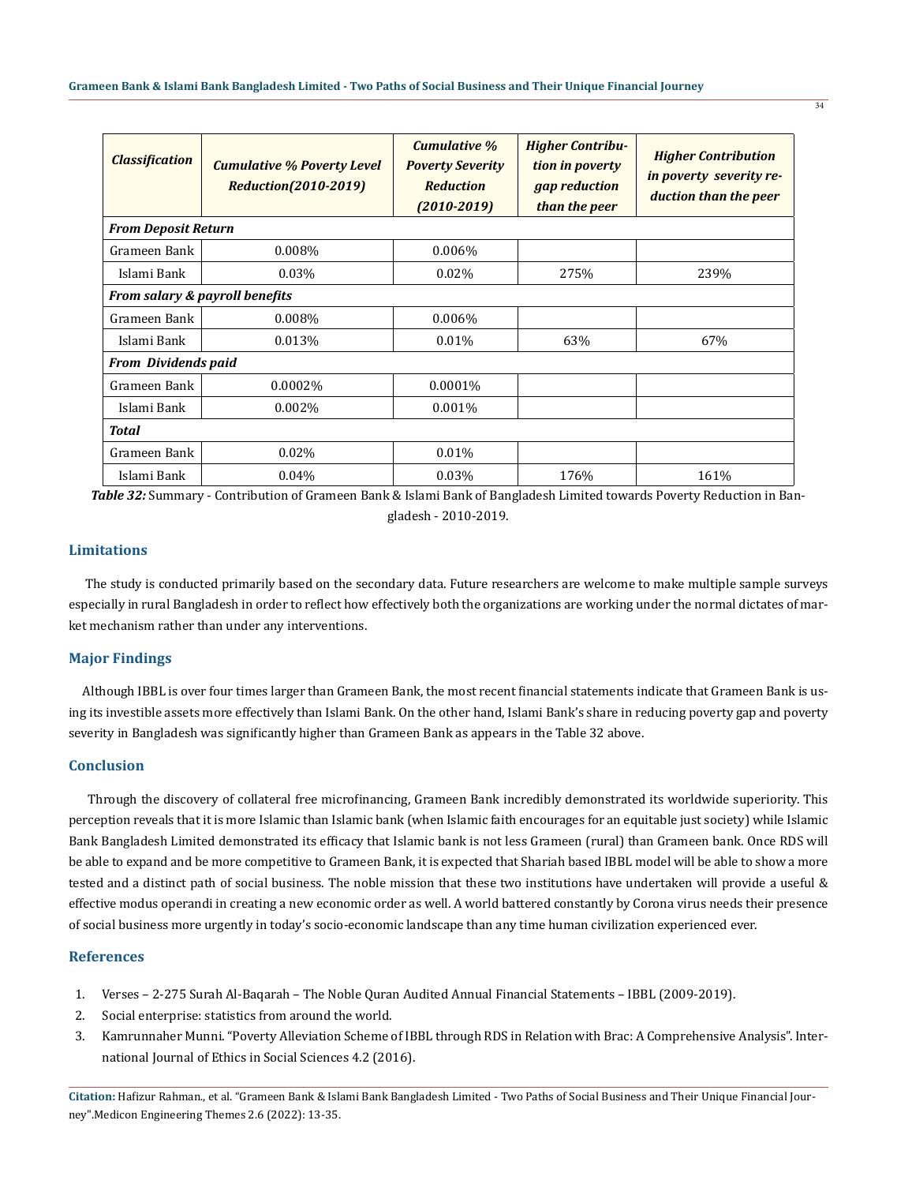| *Classification* | *Cumulative % Poverty Level Reduction(2010-2019)* | *Cumulative % Poverty Severity Reduction (2010-2019)* | *Higher Contribution in poverty gap reduction than the peer* | *Higher Contribution in poverty severity reduction than the peer* |
|---|---|---|---|---|
| ***From Deposit Return*** | | | | |
| Grameen Bank | 0.008% | 0.006% | | |
| Islami Bank | 0.03% | 0.02% | 275% | 239% |
| ***From salary & payroll benefits*** | | | | |
| Grameen Bank | 0.008% | 0.006% | | |
| Islami Bank | 0.013% | 0.01% | 63% | 67% |
| ***From Dividends paid*** | | | | |
| Grameen Bank | 0.0002% | 0.0001% | | |
| Islami Bank | 0.002% | 0.001% | | |
| ***Total*** | | | | |
| Grameen Bank | 0.02% | 0.01% | | |
| Islami Bank | 0.04% | 0.03% | 176% | 161% |

***Table 32:*** Summary - Contribution of Grameen Bank & Islami Bank of Bangladesh Limited towards Poverty Reduction in Bangladesh - 2010-2019.

## Limitations

The study is conducted primarily based on the secondary data. Future researchers are welcome to make multiple sample surveys especially in rural Bangladesh in order to reflect how effectively both the organizations are working under the normal dictates of market mechanism rather than under any interventions.

## Major Findings

Although IBBL is over four times larger than Grameen Bank, the most recent financial statements indicate that Grameen Bank is using its investible assets more effectively than Islami Bank. On the other hand, Islami Bank's share in reducing poverty gap and poverty severity in Bangladesh was significantly higher than Grameen Bank as appears in the Table 32 above.

## Conclusion

Through the discovery of collateral free microfinancing, Grameen Bank incredibly demonstrated its worldwide superiority. This perception reveals that it is more Islamic than Islamic bank (when Islamic faith encourages for an equitable just society) while Islamic Bank Bangladesh Limited demonstrated its efficacy that Islamic bank is not less Grameen (rural) than Grameen bank. Once RDS will be able to expand and be more competitive to Grameen Bank, it is expected that Shariah based IBBL model will be able to show a more tested and a distinct path of social business. The noble mission that these two institutions have undertaken will provide a useful & effective modus operandi in creating a new economic order as well. A world battered constantly by Corona virus needs their presence of social business more urgently in today's socio-economic landscape than any time human civilization experienced ever.

## References

1. Verses – 2-275 Surah Al-Baqarah – The Noble Quran Audited Annual Financial Statements – IBBL (2009-2019).
2. Social enterprise: statistics from around the world.
3. Kamrunnaher Munni. "Poverty Alleviation Scheme of IBBL through RDS in Relation with Brac: A Comprehensive Analysis". International Journal of Ethics in Social Sciences 4.2 (2016).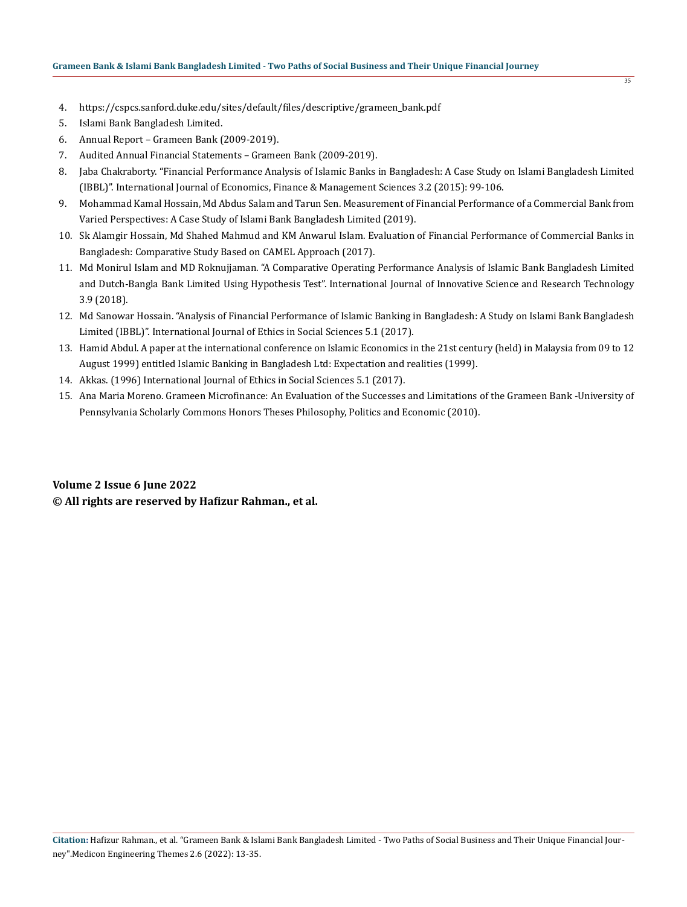4. https://cspcs.sanford.duke.edu/sites/default/files/descriptive/grameen_bank.pdf
5. Islami Bank Bangladesh Limited.
6. Annual Report – Grameen Bank (2009-2019).
7. Audited Annual Financial Statements – Grameen Bank (2009-2019).
8. Jaba Chakraborty. "Financial Performance Analysis of Islamic Banks in Bangladesh: A Case Study on Islami Bangladesh Limited (IBBL)". International Journal of Economics, Finance & Management Sciences 3.2 (2015): 99-106.
9. Mohammad Kamal Hossain, Md Abdus Salam and Tarun Sen. Measurement of Financial Performance of a Commercial Bank from Varied Perspectives: A Case Study of Islami Bank Bangladesh Limited (2019).
10. Sk Alamgir Hossain, Md Shahed Mahmud and KM Anwarul Islam. Evaluation of Financial Performance of Commercial Banks in Bangladesh: Comparative Study Based on CAMEL Approach (2017).
11. Md Monirul Islam and MD Roknujjaman. "A Comparative Operating Performance Analysis of Islamic Bank Bangladesh Limited and Dutch-Bangla Bank Limited Using Hypothesis Test". International Journal of Innovative Science and Research Technology 3.9 (2018).
12. Md Sanowar Hossain. "Analysis of Financial Performance of Islamic Banking in Bangladesh: A Study on Islami Bank Bangladesh Limited (IBBL)". International Journal of Ethics in Social Sciences 5.1 (2017).
13. Hamid Abdul. A paper at the international conference on Islamic Economics in the 21st century (held) in Malaysia from 09 to 12 August 1999) entitled Islamic Banking in Bangladesh Ltd: Expectation and realities (1999).
14. Akkas. (1996) International Journal of Ethics in Social Sciences 5.1 (2017).
15. Ana Maria Moreno. Grameen Microfinance: An Evaluation of the Successes and Limitations of the Grameen Bank -University of Pennsylvania Scholarly Commons Honors Theses Philosophy, Politics and Economic (2010).

**Volume 2 Issue 6 June 2022**
**© All rights are reserved by Hafizur Rahman., et al.**